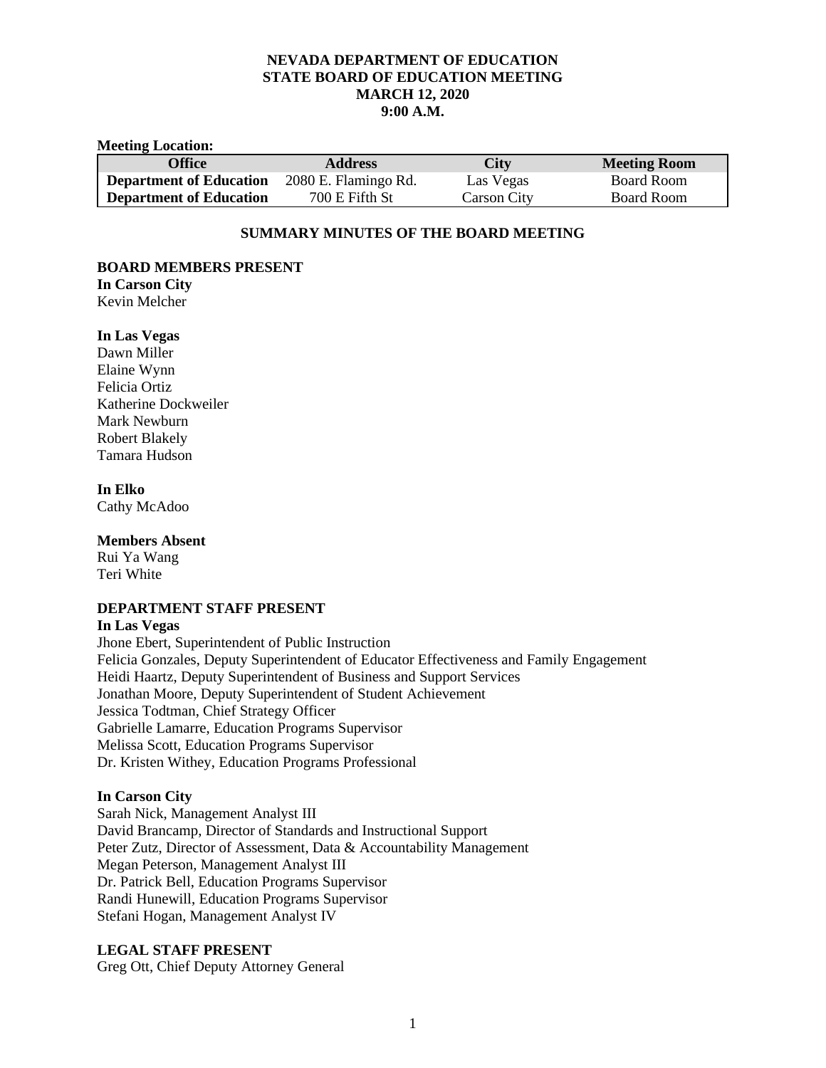# NEVADA DEPARTMENT OF EDUCATION
# STATE BOARD OF EDUCATION MEETING
# MARCH 12, 2020
# 9:00 A.M.

**Meeting Location:**

| Office | Address | City | Meeting Room |
|---|---|---|---|
| **Department of Education** | 2080 E. Flamingo Rd. | Las Vegas | Board Room |
| **Department of Education** | 700 E Fifth St | Carson City | Board Room |

## SUMMARY MINUTES OF THE BOARD MEETING

**BOARD MEMBERS PRESENT**

**In Carson City**

Kevin Melcher

**In Las Vegas**

Dawn Miller
Elaine Wynn
Felicia Ortiz
Katherine Dockweiler
Mark Newburn
Robert Blakely
Tamara Hudson

**In Elko**

Cathy McAdoo

**Members Absent**

Rui Ya Wang
Teri White

**DEPARTMENT STAFF PRESENT**

**In Las Vegas**

Jhone Ebert, Superintendent of Public Instruction
Felicia Gonzales, Deputy Superintendent of Educator Effectiveness and Family Engagement
Heidi Haartz, Deputy Superintendent of Business and Support Services
Jonathan Moore, Deputy Superintendent of Student Achievement
Jessica Todtman, Chief Strategy Officer
Gabrielle Lamarre, Education Programs Supervisor
Melissa Scott, Education Programs Supervisor
Dr. Kristen Withey, Education Programs Professional

**In Carson City**

Sarah Nick, Management Analyst III
David Brancamp, Director of Standards and Instructional Support
Peter Zutz, Director of Assessment, Data & Accountability Management
Megan Peterson, Management Analyst III
Dr. Patrick Bell, Education Programs Supervisor
Randi Hunewill, Education Programs Supervisor
Stefani Hogan, Management Analyst IV

**LEGAL STAFF PRESENT**

Greg Ott, Chief Deputy Attorney General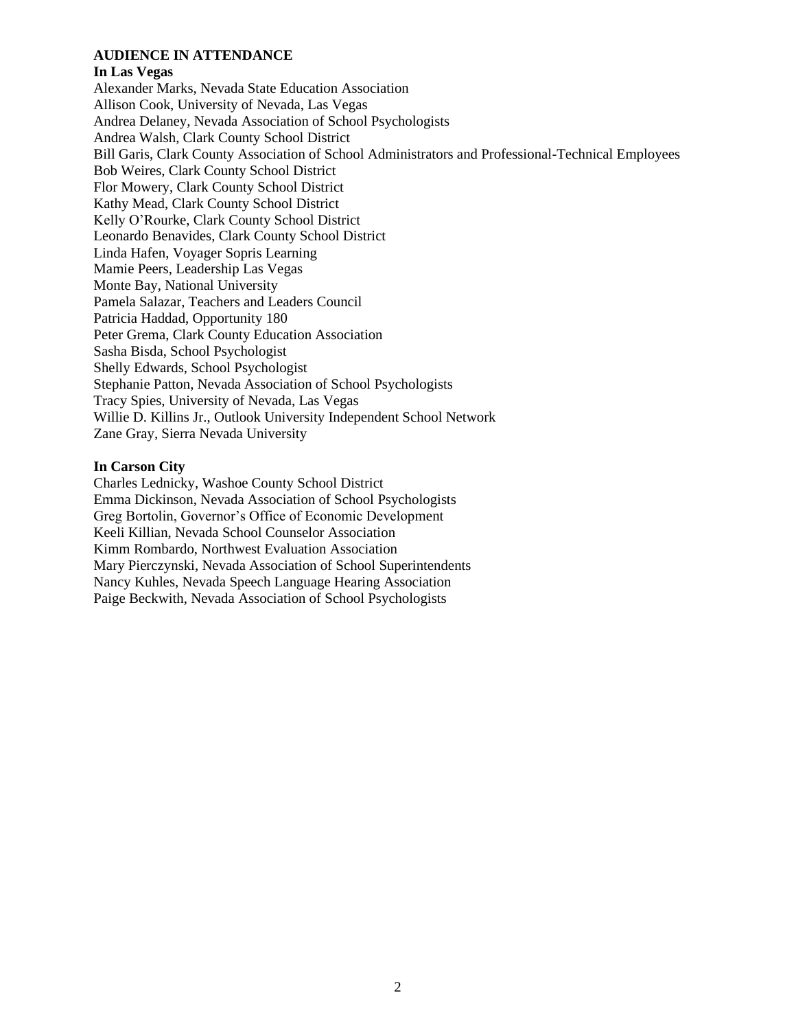**AUDIENCE IN ATTENDANCE**

**In Las Vegas**

Alexander Marks, Nevada State Education Association
Allison Cook, University of Nevada, Las Vegas
Andrea Delaney, Nevada Association of School Psychologists
Andrea Walsh, Clark County School District
Bill Garis, Clark County Association of School Administrators and Professional-Technical Employees
Bob Weires, Clark County School District
Flor Mowery, Clark County School District
Kathy Mead, Clark County School District
Kelly O'Rourke, Clark County School District
Leonardo Benavides, Clark County School District
Linda Hafen, Voyager Sopris Learning
Mamie Peers, Leadership Las Vegas
Monte Bay, National University
Pamela Salazar, Teachers and Leaders Council
Patricia Haddad, Opportunity 180
Peter Grema, Clark County Education Association
Sasha Bisda, School Psychologist
Shelly Edwards, School Psychologist
Stephanie Patton, Nevada Association of School Psychologists
Tracy Spies, University of Nevada, Las Vegas
Willie D. Killins Jr., Outlook University Independent School Network
Zane Gray, Sierra Nevada University

**In Carson City**

Charles Lednicky, Washoe County School District
Emma Dickinson, Nevada Association of School Psychologists
Greg Bortolin, Governor's Office of Economic Development
Keeli Killian, Nevada School Counselor Association
Kimm Rombardo, Northwest Evaluation Association
Mary Pierczynski, Nevada Association of School Superintendents
Nancy Kuhles, Nevada Speech Language Hearing Association
Paige Beckwith, Nevada Association of School Psychologists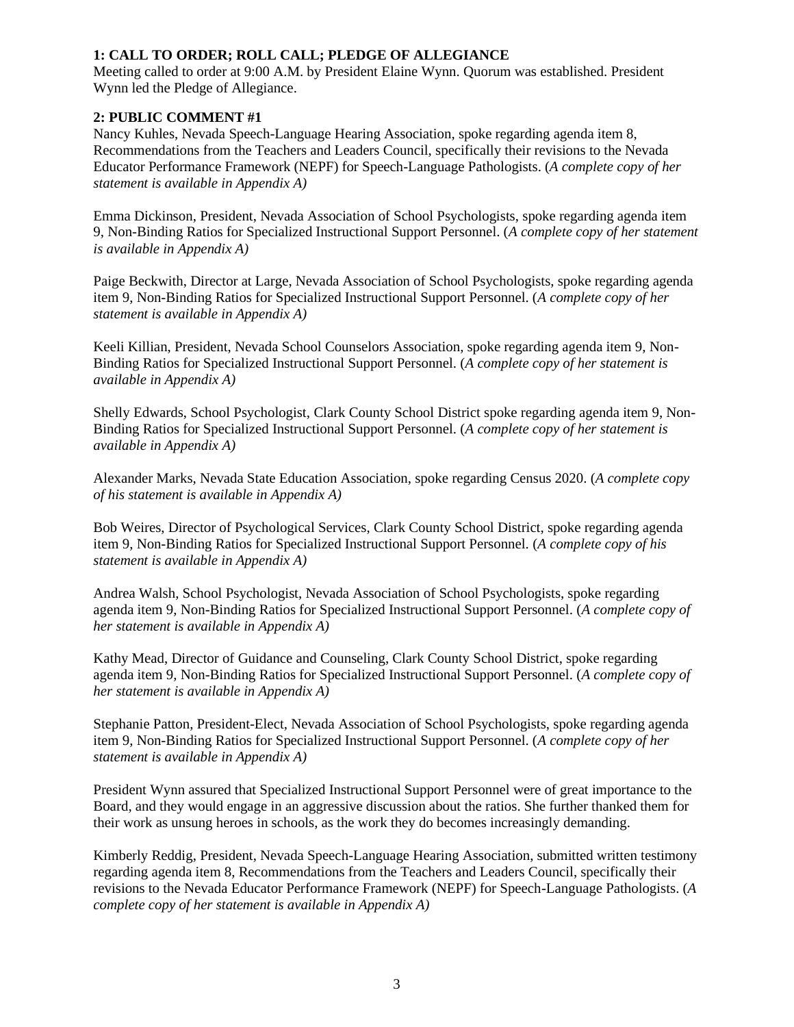**1: CALL TO ORDER; ROLL CALL; PLEDGE OF ALLEGIANCE**

Meeting called to order at 9:00 A.M. by President Elaine Wynn. Quorum was established. President Wynn led the Pledge of Allegiance.

**2: PUBLIC COMMENT #1**

Nancy Kuhles, Nevada Speech-Language Hearing Association, spoke regarding agenda item 8, Recommendations from the Teachers and Leaders Council, specifically their revisions to the Nevada Educator Performance Framework (NEPF) for Speech-Language Pathologists. (*A complete copy of her statement is available in Appendix A)*

Emma Dickinson, President, Nevada Association of School Psychologists, spoke regarding agenda item 9, Non-Binding Ratios for Specialized Instructional Support Personnel. (*A complete copy of her statement is available in Appendix A)*

Paige Beckwith, Director at Large, Nevada Association of School Psychologists, spoke regarding agenda item 9, Non-Binding Ratios for Specialized Instructional Support Personnel. (*A complete copy of her statement is available in Appendix A)*

Keeli Killian, President, Nevada School Counselors Association, spoke regarding agenda item 9, Non-Binding Ratios for Specialized Instructional Support Personnel. (*A complete copy of her statement is available in Appendix A)*

Shelly Edwards, School Psychologist, Clark County School District spoke regarding agenda item 9, Non-Binding Ratios for Specialized Instructional Support Personnel. (*A complete copy of her statement is available in Appendix A)*

Alexander Marks, Nevada State Education Association, spoke regarding Census 2020. (*A complete copy of his statement is available in Appendix A)*

Bob Weires, Director of Psychological Services, Clark County School District, spoke regarding agenda item 9, Non-Binding Ratios for Specialized Instructional Support Personnel. (*A complete copy of his statement is available in Appendix A)*

Andrea Walsh, School Psychologist, Nevada Association of School Psychologists, spoke regarding agenda item 9, Non-Binding Ratios for Specialized Instructional Support Personnel. (*A complete copy of her statement is available in Appendix A)*

Kathy Mead, Director of Guidance and Counseling, Clark County School District, spoke regarding agenda item 9, Non-Binding Ratios for Specialized Instructional Support Personnel. (*A complete copy of her statement is available in Appendix A)*

Stephanie Patton, President-Elect, Nevada Association of School Psychologists, spoke regarding agenda item 9, Non-Binding Ratios for Specialized Instructional Support Personnel. (*A complete copy of her statement is available in Appendix A)*

President Wynn assured that Specialized Instructional Support Personnel were of great importance to the Board, and they would engage in an aggressive discussion about the ratios. She further thanked them for their work as unsung heroes in schools, as the work they do becomes increasingly demanding.

Kimberly Reddig, President, Nevada Speech-Language Hearing Association, submitted written testimony regarding agenda item 8, Recommendations from the Teachers and Leaders Council, specifically their revisions to the Nevada Educator Performance Framework (NEPF) for Speech-Language Pathologists. (*A complete copy of her statement is available in Appendix A)*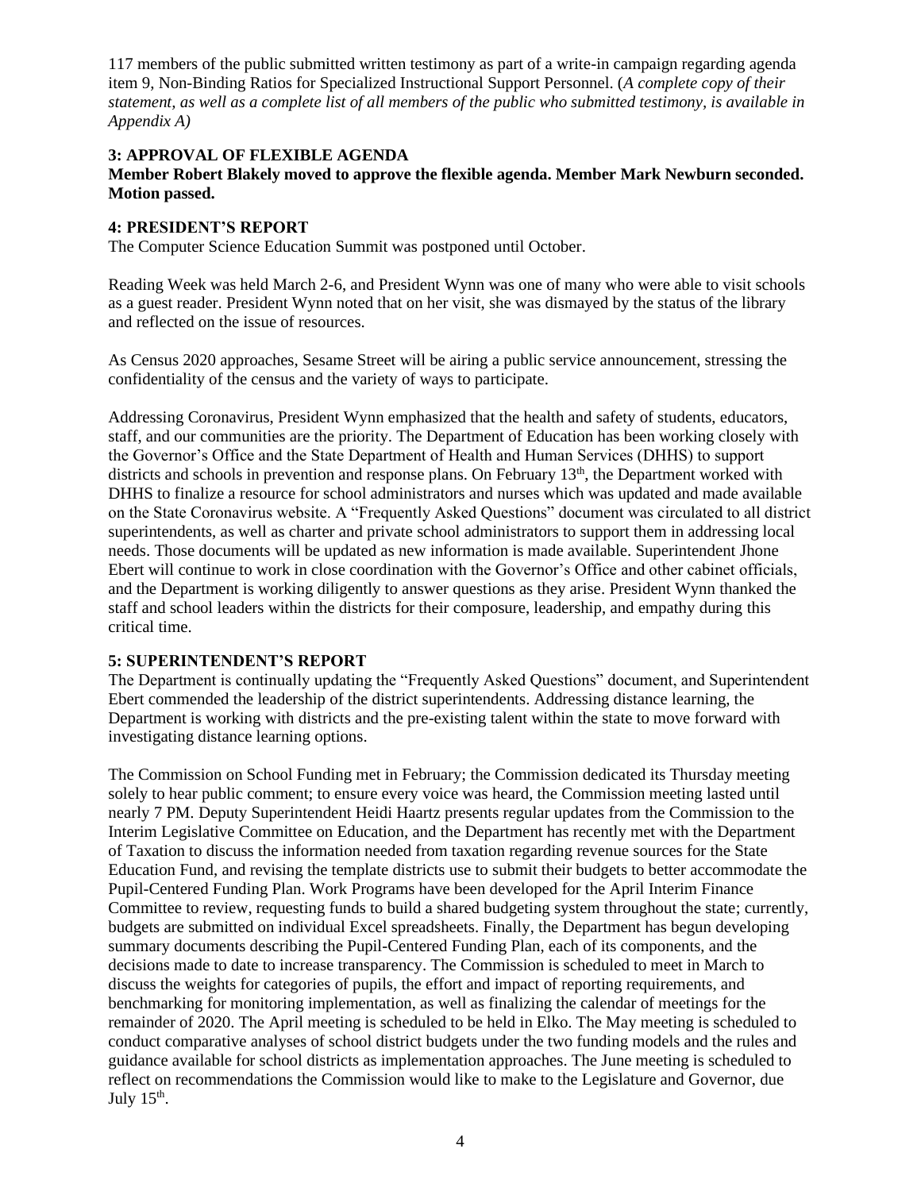117 members of the public submitted written testimony as part of a write-in campaign regarding agenda item 9, Non-Binding Ratios for Specialized Instructional Support Personnel. (*A complete copy of their statement, as well as a complete list of all members of the public who submitted testimony, is available in Appendix A)*

### 3: APPROVAL OF FLEXIBLE AGENDA

**Member Robert Blakely moved to approve the flexible agenda. Member Mark Newburn seconded. Motion passed.**

### 4: PRESIDENT'S REPORT

The Computer Science Education Summit was postponed until October.

Reading Week was held March 2-6, and President Wynn was one of many who were able to visit schools as a guest reader. President Wynn noted that on her visit, she was dismayed by the status of the library and reflected on the issue of resources.

As Census 2020 approaches, Sesame Street will be airing a public service announcement, stressing the confidentiality of the census and the variety of ways to participate.

Addressing Coronavirus, President Wynn emphasized that the health and safety of students, educators, staff, and our communities are the priority. The Department of Education has been working closely with the Governor's Office and the State Department of Health and Human Services (DHHS) to support districts and schools in prevention and response plans. On February 13th, the Department worked with DHHS to finalize a resource for school administrators and nurses which was updated and made available on the State Coronavirus website. A "Frequently Asked Questions" document was circulated to all district superintendents, as well as charter and private school administrators to support them in addressing local needs. Those documents will be updated as new information is made available. Superintendent Jhone Ebert will continue to work in close coordination with the Governor's Office and other cabinet officials, and the Department is working diligently to answer questions as they arise. President Wynn thanked the staff and school leaders within the districts for their composure, leadership, and empathy during this critical time.

### 5: SUPERINTENDENT'S REPORT

The Department is continually updating the "Frequently Asked Questions" document, and Superintendent Ebert commended the leadership of the district superintendents. Addressing distance learning, the Department is working with districts and the pre-existing talent within the state to move forward with investigating distance learning options.

The Commission on School Funding met in February; the Commission dedicated its Thursday meeting solely to hear public comment; to ensure every voice was heard, the Commission meeting lasted until nearly 7 PM. Deputy Superintendent Heidi Haartz presents regular updates from the Commission to the Interim Legislative Committee on Education, and the Department has recently met with the Department of Taxation to discuss the information needed from taxation regarding revenue sources for the State Education Fund, and revising the template districts use to submit their budgets to better accommodate the Pupil-Centered Funding Plan. Work Programs have been developed for the April Interim Finance Committee to review, requesting funds to build a shared budgeting system throughout the state; currently, budgets are submitted on individual Excel spreadsheets. Finally, the Department has begun developing summary documents describing the Pupil-Centered Funding Plan, each of its components, and the decisions made to date to increase transparency. The Commission is scheduled to meet in March to discuss the weights for categories of pupils, the effort and impact of reporting requirements, and benchmarking for monitoring implementation, as well as finalizing the calendar of meetings for the remainder of 2020. The April meeting is scheduled to be held in Elko. The May meeting is scheduled to conduct comparative analyses of school district budgets under the two funding models and the rules and guidance available for school districts as implementation approaches. The June meeting is scheduled to reflect on recommendations the Commission would like to make to the Legislature and Governor, due July 15th.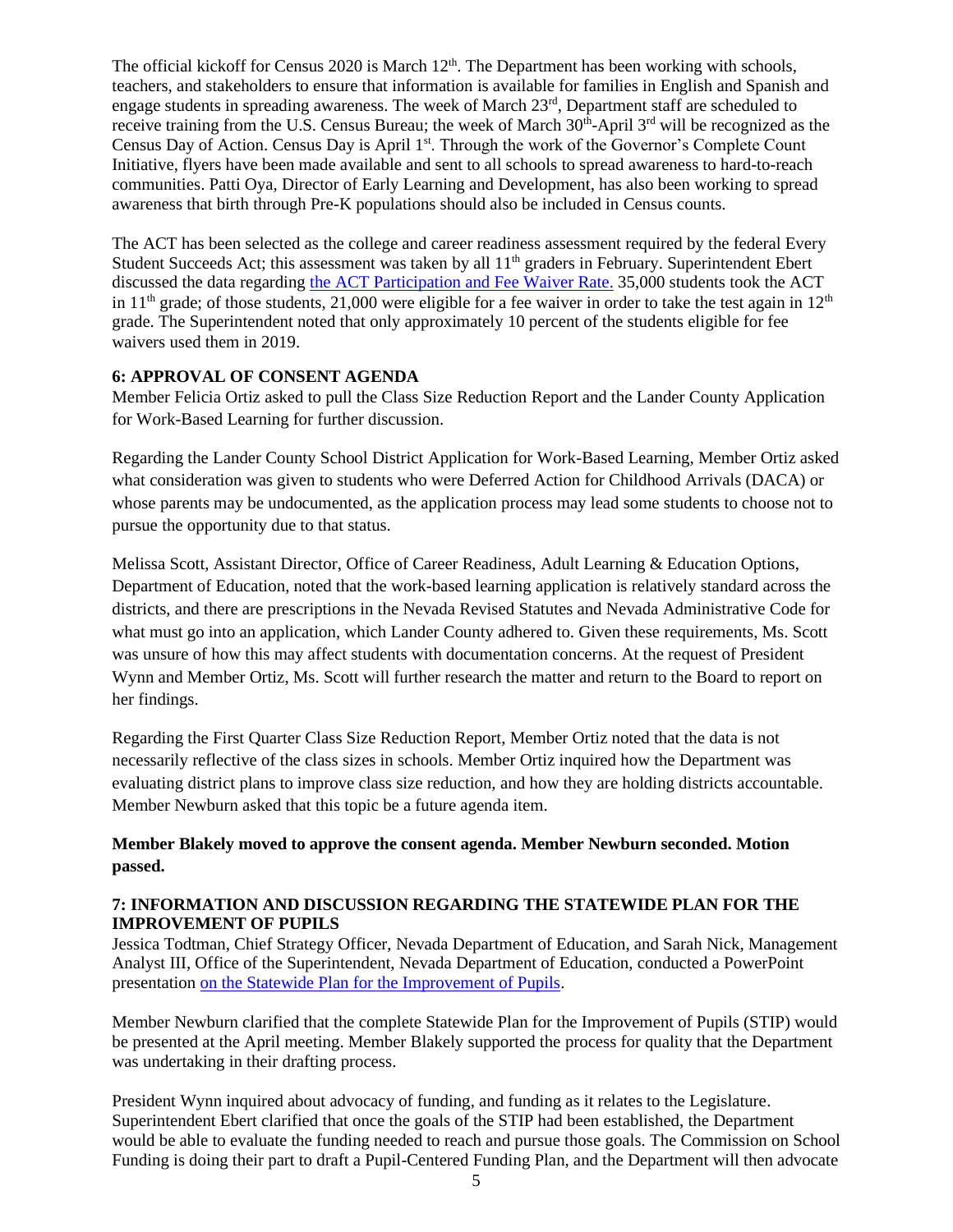The official kickoff for Census 2020 is March 12th. The Department has been working with schools, teachers, and stakeholders to ensure that information is available for families in English and Spanish and engage students in spreading awareness. The week of March 23rd, Department staff are scheduled to receive training from the U.S. Census Bureau; the week of March 30th-April 3rd will be recognized as the Census Day of Action. Census Day is April 1st. Through the work of the Governor's Complete Count Initiative, flyers have been made available and sent to all schools to spread awareness to hard-to-reach communities. Patti Oya, Director of Early Learning and Development, has also been working to spread awareness that birth through Pre-K populations should also be included in Census counts.

The ACT has been selected as the college and career readiness assessment required by the federal Every Student Succeeds Act; this assessment was taken by all 11th graders in February. Superintendent Ebert discussed the data regarding [the ACT Participation and Fee Waiver Rate.](#) 35,000 students took the ACT in 11th grade; of those students, 21,000 were eligible for a fee waiver in order to take the test again in 12th grade. The Superintendent noted that only approximately 10 percent of the students eligible for fee waivers used them in 2019.

### 6: APPROVAL OF CONSENT AGENDA

Member Felicia Ortiz asked to pull the Class Size Reduction Report and the Lander County Application for Work-Based Learning for further discussion.

Regarding the Lander County School District Application for Work-Based Learning, Member Ortiz asked what consideration was given to students who were Deferred Action for Childhood Arrivals (DACA) or whose parents may be undocumented, as the application process may lead some students to choose not to pursue the opportunity due to that status.

Melissa Scott, Assistant Director, Office of Career Readiness, Adult Learning & Education Options, Department of Education, noted that the work-based learning application is relatively standard across the districts, and there are prescriptions in the Nevada Revised Statutes and Nevada Administrative Code for what must go into an application, which Lander County adhered to. Given these requirements, Ms. Scott was unsure of how this may affect students with documentation concerns. At the request of President Wynn and Member Ortiz, Ms. Scott will further research the matter and return to the Board to report on her findings.

Regarding the First Quarter Class Size Reduction Report, Member Ortiz noted that the data is not necessarily reflective of the class sizes in schools. Member Ortiz inquired how the Department was evaluating district plans to improve class size reduction, and how they are holding districts accountable. Member Newburn asked that this topic be a future agenda item.

**Member Blakely moved to approve the consent agenda. Member Newburn seconded. Motion passed.**

### 7: INFORMATION AND DISCUSSION REGARDING THE STATEWIDE PLAN FOR THE IMPROVEMENT OF PUPILS

Jessica Todtman, Chief Strategy Officer, Nevada Department of Education, and Sarah Nick, Management Analyst III, Office of the Superintendent, Nevada Department of Education, conducted a PowerPoint presentation [on the Statewide Plan for the Improvement of Pupils](#).

Member Newburn clarified that the complete Statewide Plan for the Improvement of Pupils (STIP) would be presented at the April meeting. Member Blakely supported the process for quality that the Department was undertaking in their drafting process.

President Wynn inquired about advocacy of funding, and funding as it relates to the Legislature. Superintendent Ebert clarified that once the goals of the STIP had been established, the Department would be able to evaluate the funding needed to reach and pursue those goals. The Commission on School Funding is doing their part to draft a Pupil-Centered Funding Plan, and the Department will then advocate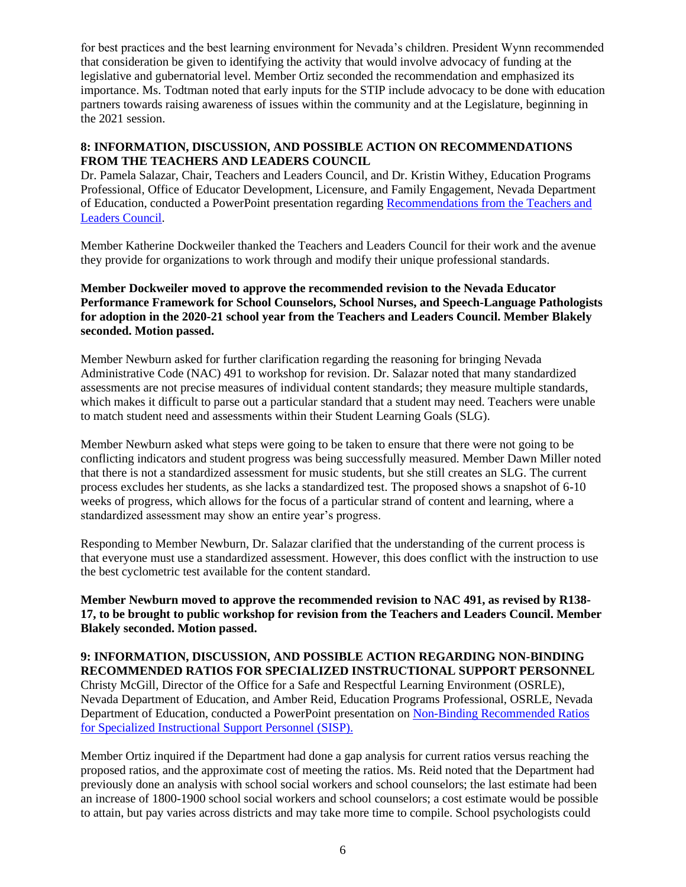for best practices and the best learning environment for Nevada's children. President Wynn recommended that consideration be given to identifying the activity that would involve advocacy of funding at the legislative and gubernatorial level. Member Ortiz seconded the recommendation and emphasized its importance. Ms. Todtman noted that early inputs for the STIP include advocacy to be done with education partners towards raising awareness of issues within the community and at the Legislature, beginning in the 2021 session.

**8: INFORMATION, DISCUSSION, AND POSSIBLE ACTION ON RECOMMENDATIONS FROM THE TEACHERS AND LEADERS COUNCIL**

Dr. Pamela Salazar, Chair, Teachers and Leaders Council, and Dr. Kristin Withey, Education Programs Professional, Office of Educator Development, Licensure, and Family Engagement, Nevada Department of Education, conducted a PowerPoint presentation regarding Recommendations from the Teachers and Leaders Council.

Member Katherine Dockweiler thanked the Teachers and Leaders Council for their work and the avenue they provide for organizations to work through and modify their unique professional standards.

**Member Dockweiler moved to approve the recommended revision to the Nevada Educator Performance Framework for School Counselors, School Nurses, and Speech-Language Pathologists for adoption in the 2020-21 school year from the Teachers and Leaders Council. Member Blakely seconded. Motion passed.**

Member Newburn asked for further clarification regarding the reasoning for bringing Nevada Administrative Code (NAC) 491 to workshop for revision. Dr. Salazar noted that many standardized assessments are not precise measures of individual content standards; they measure multiple standards, which makes it difficult to parse out a particular standard that a student may need. Teachers were unable to match student need and assessments within their Student Learning Goals (SLG).

Member Newburn asked what steps were going to be taken to ensure that there were not going to be conflicting indicators and student progress was being successfully measured. Member Dawn Miller noted that there is not a standardized assessment for music students, but she still creates an SLG. The current process excludes her students, as she lacks a standardized test. The proposed shows a snapshot of 6-10 weeks of progress, which allows for the focus of a particular strand of content and learning, where a standardized assessment may show an entire year's progress.

Responding to Member Newburn, Dr. Salazar clarified that the understanding of the current process is that everyone must use a standardized assessment. However, this does conflict with the instruction to use the best cyclometric test available for the content standard.

**Member Newburn moved to approve the recommended revision to NAC 491, as revised by R138-17, to be brought to public workshop for revision from the Teachers and Leaders Council. Member Blakely seconded. Motion passed.**

**9: INFORMATION, DISCUSSION, AND POSSIBLE ACTION REGARDING NON-BINDING RECOMMENDED RATIOS FOR SPECIALIZED INSTRUCTIONAL SUPPORT PERSONNEL**

Christy McGill, Director of the Office for a Safe and Respectful Learning Environment (OSRLE), Nevada Department of Education, and Amber Reid, Education Programs Professional, OSRLE, Nevada Department of Education, conducted a PowerPoint presentation on Non-Binding Recommended Ratios for Specialized Instructional Support Personnel (SISP).

Member Ortiz inquired if the Department had done a gap analysis for current ratios versus reaching the proposed ratios, and the approximate cost of meeting the ratios. Ms. Reid noted that the Department had previously done an analysis with school social workers and school counselors; the last estimate had been an increase of 1800-1900 school social workers and school counselors; a cost estimate would be possible to attain, but pay varies across districts and may take more time to compile. School psychologists could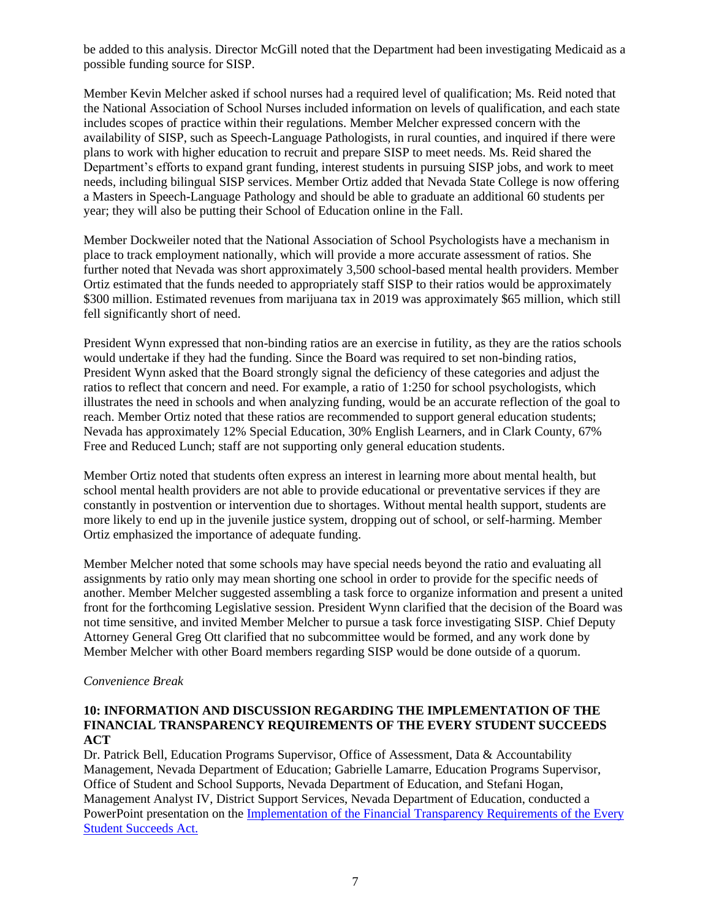be added to this analysis. Director McGill noted that the Department had been investigating Medicaid as a possible funding source for SISP.

Member Kevin Melcher asked if school nurses had a required level of qualification; Ms. Reid noted that the National Association of School Nurses included information on levels of qualification, and each state includes scopes of practice within their regulations. Member Melcher expressed concern with the availability of SISP, such as Speech-Language Pathologists, in rural counties, and inquired if there were plans to work with higher education to recruit and prepare SISP to meet needs. Ms. Reid shared the Department's efforts to expand grant funding, interest students in pursuing SISP jobs, and work to meet needs, including bilingual SISP services. Member Ortiz added that Nevada State College is now offering a Masters in Speech-Language Pathology and should be able to graduate an additional 60 students per year; they will also be putting their School of Education online in the Fall.

Member Dockweiler noted that the National Association of School Psychologists have a mechanism in place to track employment nationally, which will provide a more accurate assessment of ratios. She further noted that Nevada was short approximately 3,500 school-based mental health providers. Member Ortiz estimated that the funds needed to appropriately staff SISP to their ratios would be approximately \$300 million. Estimated revenues from marijuana tax in 2019 was approximately \$65 million, which still fell significantly short of need.

President Wynn expressed that non-binding ratios are an exercise in futility, as they are the ratios schools would undertake if they had the funding. Since the Board was required to set non-binding ratios, President Wynn asked that the Board strongly signal the deficiency of these categories and adjust the ratios to reflect that concern and need. For example, a ratio of 1:250 for school psychologists, which illustrates the need in schools and when analyzing funding, would be an accurate reflection of the goal to reach. Member Ortiz noted that these ratios are recommended to support general education students; Nevada has approximately 12% Special Education, 30% English Learners, and in Clark County, 67% Free and Reduced Lunch; staff are not supporting only general education students.

Member Ortiz noted that students often express an interest in learning more about mental health, but school mental health providers are not able to provide educational or preventative services if they are constantly in postvention or intervention due to shortages. Without mental health support, students are more likely to end up in the juvenile justice system, dropping out of school, or self-harming. Member Ortiz emphasized the importance of adequate funding.

Member Melcher noted that some schools may have special needs beyond the ratio and evaluating all assignments by ratio only may mean shorting one school in order to provide for the specific needs of another. Member Melcher suggested assembling a task force to organize information and present a united front for the forthcoming Legislative session. President Wynn clarified that the decision of the Board was not time sensitive, and invited Member Melcher to pursue a task force investigating SISP. Chief Deputy Attorney General Greg Ott clarified that no subcommittee would be formed, and any work done by Member Melcher with other Board members regarding SISP would be done outside of a quorum.

*Convenience Break*

**10: INFORMATION AND DISCUSSION REGARDING THE IMPLEMENTATION OF THE FINANCIAL TRANSPARENCY REQUIREMENTS OF THE EVERY STUDENT SUCCEEDS ACT**

Dr. Patrick Bell, Education Programs Supervisor, Office of Assessment, Data & Accountability Management, Nevada Department of Education; Gabrielle Lamarre, Education Programs Supervisor, Office of Student and School Supports, Nevada Department of Education, and Stefani Hogan, Management Analyst IV, District Support Services, Nevada Department of Education, conducted a PowerPoint presentation on the Implementation of the Financial Transparency Requirements of the Every Student Succeeds Act.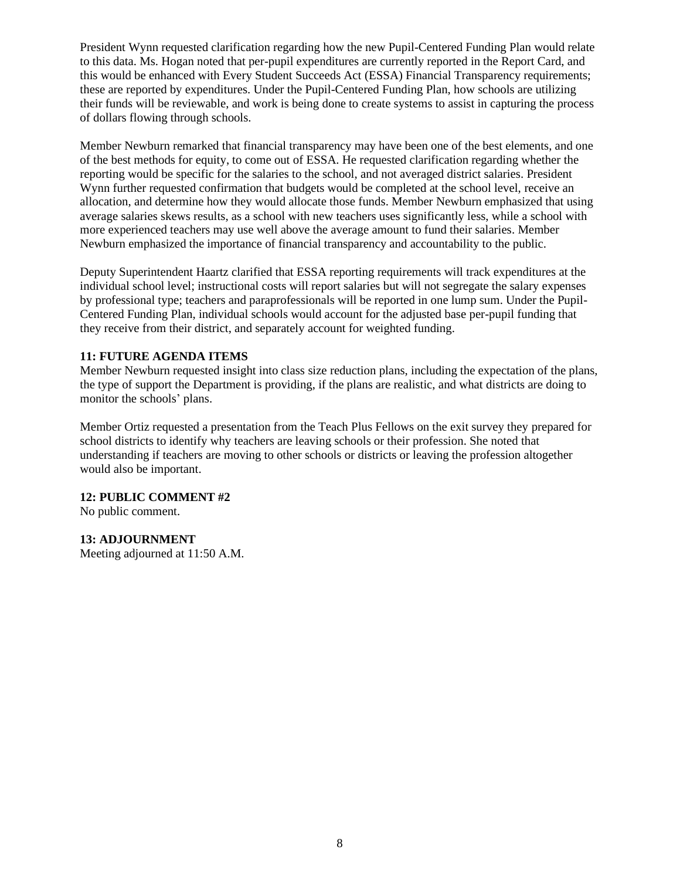President Wynn requested clarification regarding how the new Pupil-Centered Funding Plan would relate to this data. Ms. Hogan noted that per-pupil expenditures are currently reported in the Report Card, and this would be enhanced with Every Student Succeeds Act (ESSA) Financial Transparency requirements; these are reported by expenditures. Under the Pupil-Centered Funding Plan, how schools are utilizing their funds will be reviewable, and work is being done to create systems to assist in capturing the process of dollars flowing through schools.

Member Newburn remarked that financial transparency may have been one of the best elements, and one of the best methods for equity, to come out of ESSA. He requested clarification regarding whether the reporting would be specific for the salaries to the school, and not averaged district salaries. President Wynn further requested confirmation that budgets would be completed at the school level, receive an allocation, and determine how they would allocate those funds. Member Newburn emphasized that using average salaries skews results, as a school with new teachers uses significantly less, while a school with more experienced teachers may use well above the average amount to fund their salaries. Member Newburn emphasized the importance of financial transparency and accountability to the public.

Deputy Superintendent Haartz clarified that ESSA reporting requirements will track expenditures at the individual school level; instructional costs will report salaries but will not segregate the salary expenses by professional type; teachers and paraprofessionals will be reported in one lump sum. Under the Pupil-Centered Funding Plan, individual schools would account for the adjusted base per-pupil funding that they receive from their district, and separately account for weighted funding.

**11: FUTURE AGENDA ITEMS**

Member Newburn requested insight into class size reduction plans, including the expectation of the plans, the type of support the Department is providing, if the plans are realistic, and what districts are doing to monitor the schools' plans.

Member Ortiz requested a presentation from the Teach Plus Fellows on the exit survey they prepared for school districts to identify why teachers are leaving schools or their profession. She noted that understanding if teachers are moving to other schools or districts or leaving the profession altogether would also be important.

**12: PUBLIC COMMENT #2**

No public comment.

**13: ADJOURNMENT**

Meeting adjourned at 11:50 A.M.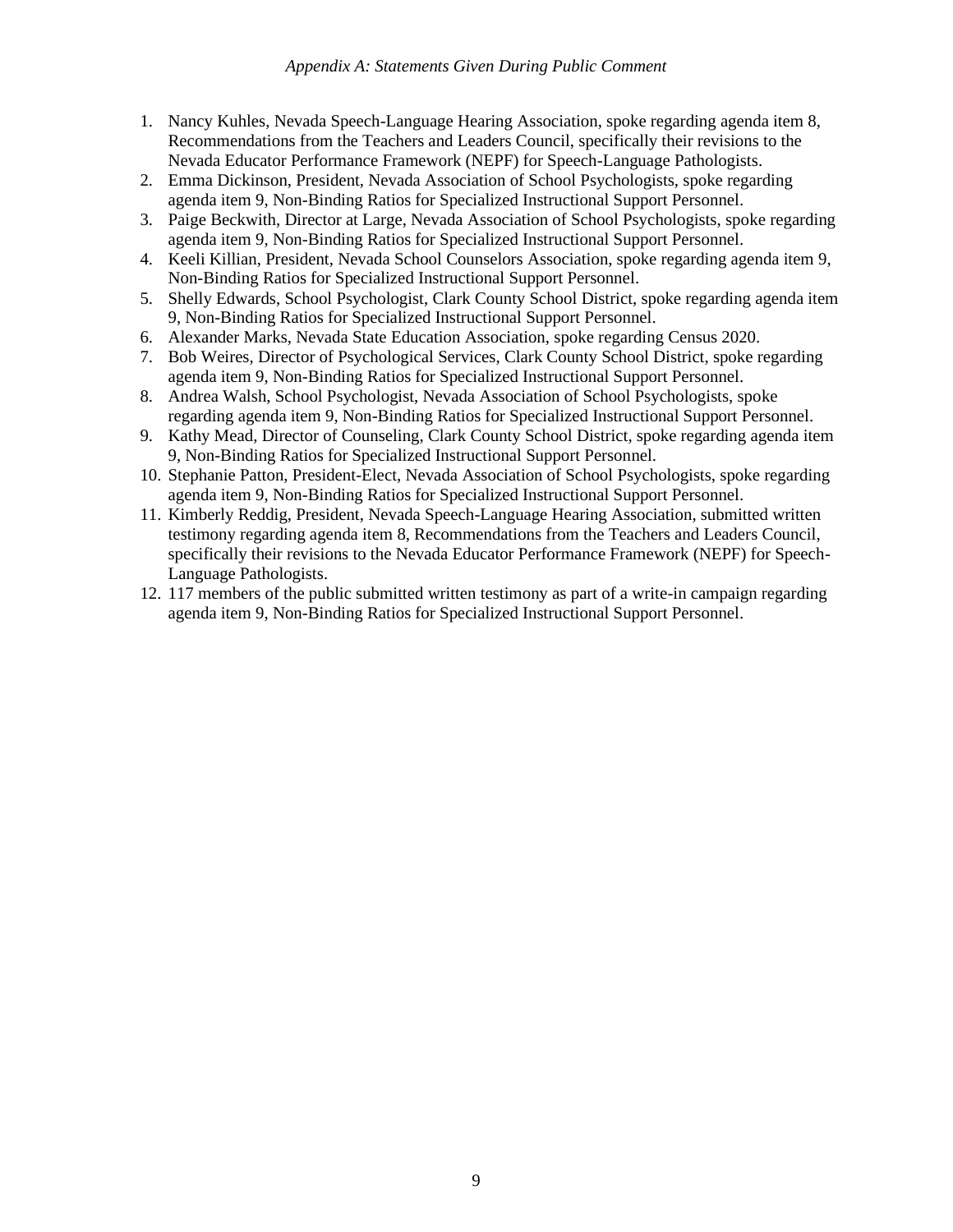*Appendix A: Statements Given During Public Comment*

1. Nancy Kuhles, Nevada Speech-Language Hearing Association, spoke regarding agenda item 8, Recommendations from the Teachers and Leaders Council, specifically their revisions to the Nevada Educator Performance Framework (NEPF) for Speech-Language Pathologists.
2. Emma Dickinson, President, Nevada Association of School Psychologists, spoke regarding agenda item 9, Non-Binding Ratios for Specialized Instructional Support Personnel.
3. Paige Beckwith, Director at Large, Nevada Association of School Psychologists, spoke regarding agenda item 9, Non-Binding Ratios for Specialized Instructional Support Personnel.
4. Keeli Killian, President, Nevada School Counselors Association, spoke regarding agenda item 9, Non-Binding Ratios for Specialized Instructional Support Personnel.
5. Shelly Edwards, School Psychologist, Clark County School District, spoke regarding agenda item 9, Non-Binding Ratios for Specialized Instructional Support Personnel.
6. Alexander Marks, Nevada State Education Association, spoke regarding Census 2020.
7. Bob Weires, Director of Psychological Services, Clark County School District, spoke regarding agenda item 9, Non-Binding Ratios for Specialized Instructional Support Personnel.
8. Andrea Walsh, School Psychologist, Nevada Association of School Psychologists, spoke regarding agenda item 9, Non-Binding Ratios for Specialized Instructional Support Personnel.
9. Kathy Mead, Director of Counseling, Clark County School District, spoke regarding agenda item 9, Non-Binding Ratios for Specialized Instructional Support Personnel.
10. Stephanie Patton, President-Elect, Nevada Association of School Psychologists, spoke regarding agenda item 9, Non-Binding Ratios for Specialized Instructional Support Personnel.
11. Kimberly Reddig, President, Nevada Speech-Language Hearing Association, submitted written testimony regarding agenda item 8, Recommendations from the Teachers and Leaders Council, specifically their revisions to the Nevada Educator Performance Framework (NEPF) for Speech-Language Pathologists.
12. 117 members of the public submitted written testimony as part of a write-in campaign regarding agenda item 9, Non-Binding Ratios for Specialized Instructional Support Personnel.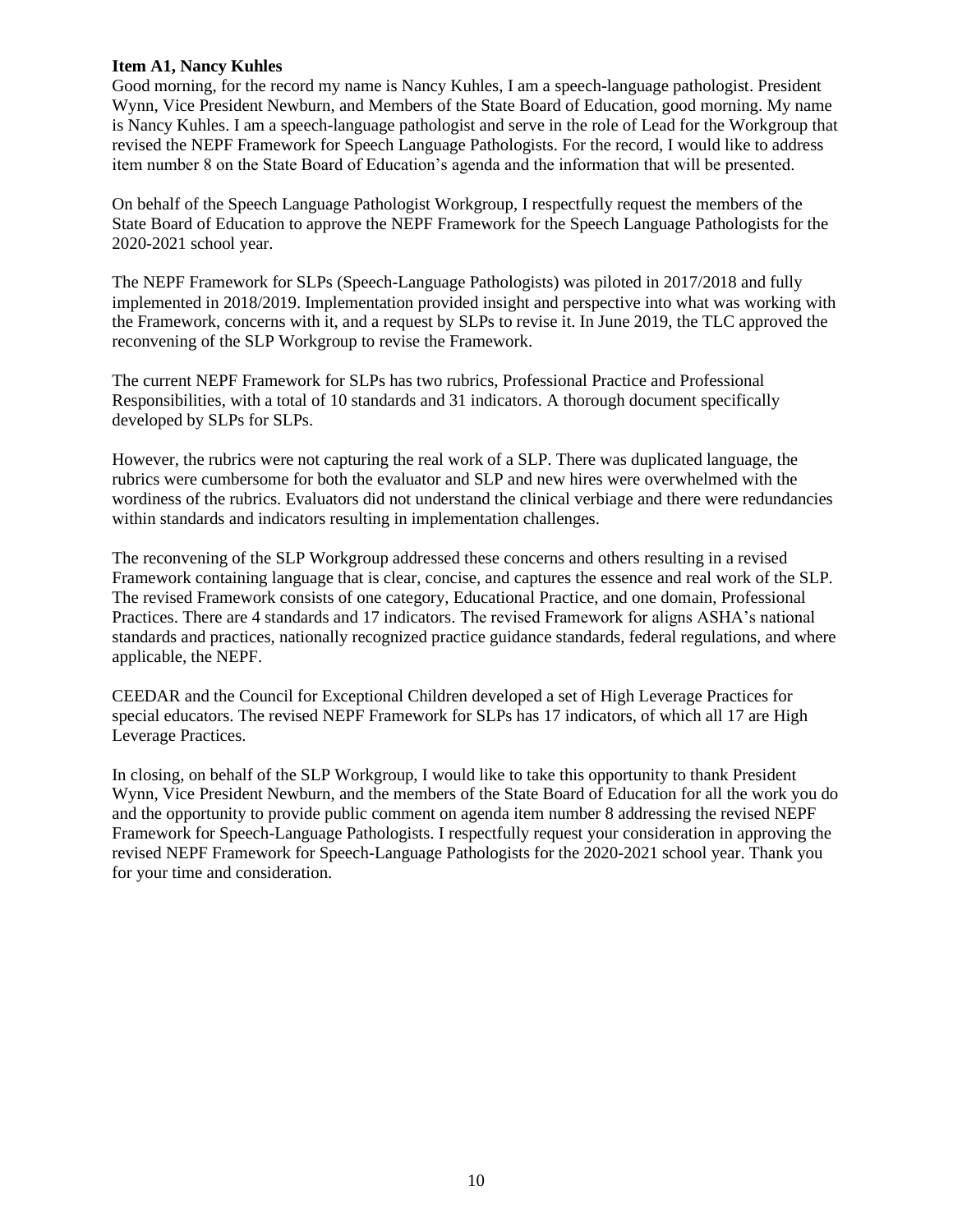**Item A1, Nancy Kuhles**

Good morning, for the record my name is Nancy Kuhles, I am a speech-language pathologist. President Wynn, Vice President Newburn, and Members of the State Board of Education, good morning. My name is Nancy Kuhles. I am a speech-language pathologist and serve in the role of Lead for the Workgroup that revised the NEPF Framework for Speech Language Pathologists. For the record, I would like to address item number 8 on the State Board of Education's agenda and the information that will be presented.

On behalf of the Speech Language Pathologist Workgroup, I respectfully request the members of the State Board of Education to approve the NEPF Framework for the Speech Language Pathologists for the 2020-2021 school year.

The NEPF Framework for SLPs (Speech-Language Pathologists) was piloted in 2017/2018 and fully implemented in 2018/2019. Implementation provided insight and perspective into what was working with the Framework, concerns with it, and a request by SLPs to revise it. In June 2019, the TLC approved the reconvening of the SLP Workgroup to revise the Framework.

The current NEPF Framework for SLPs has two rubrics, Professional Practice and Professional Responsibilities, with a total of 10 standards and 31 indicators. A thorough document specifically developed by SLPs for SLPs.

However, the rubrics were not capturing the real work of a SLP. There was duplicated language, the rubrics were cumbersome for both the evaluator and SLP and new hires were overwhelmed with the wordiness of the rubrics. Evaluators did not understand the clinical verbiage and there were redundancies within standards and indicators resulting in implementation challenges.

The reconvening of the SLP Workgroup addressed these concerns and others resulting in a revised Framework containing language that is clear, concise, and captures the essence and real work of the SLP. The revised Framework consists of one category, Educational Practice, and one domain, Professional Practices. There are 4 standards and 17 indicators. The revised Framework for aligns ASHA's national standards and practices, nationally recognized practice guidance standards, federal regulations, and where applicable, the NEPF.

CEEDAR and the Council for Exceptional Children developed a set of High Leverage Practices for special educators. The revised NEPF Framework for SLPs has 17 indicators, of which all 17 are High Leverage Practices.

In closing, on behalf of the SLP Workgroup, I would like to take this opportunity to thank President Wynn, Vice President Newburn, and the members of the State Board of Education for all the work you do and the opportunity to provide public comment on agenda item number 8 addressing the revised NEPF Framework for Speech-Language Pathologists. I respectfully request your consideration in approving the revised NEPF Framework for Speech-Language Pathologists for the 2020-2021 school year. Thank you for your time and consideration.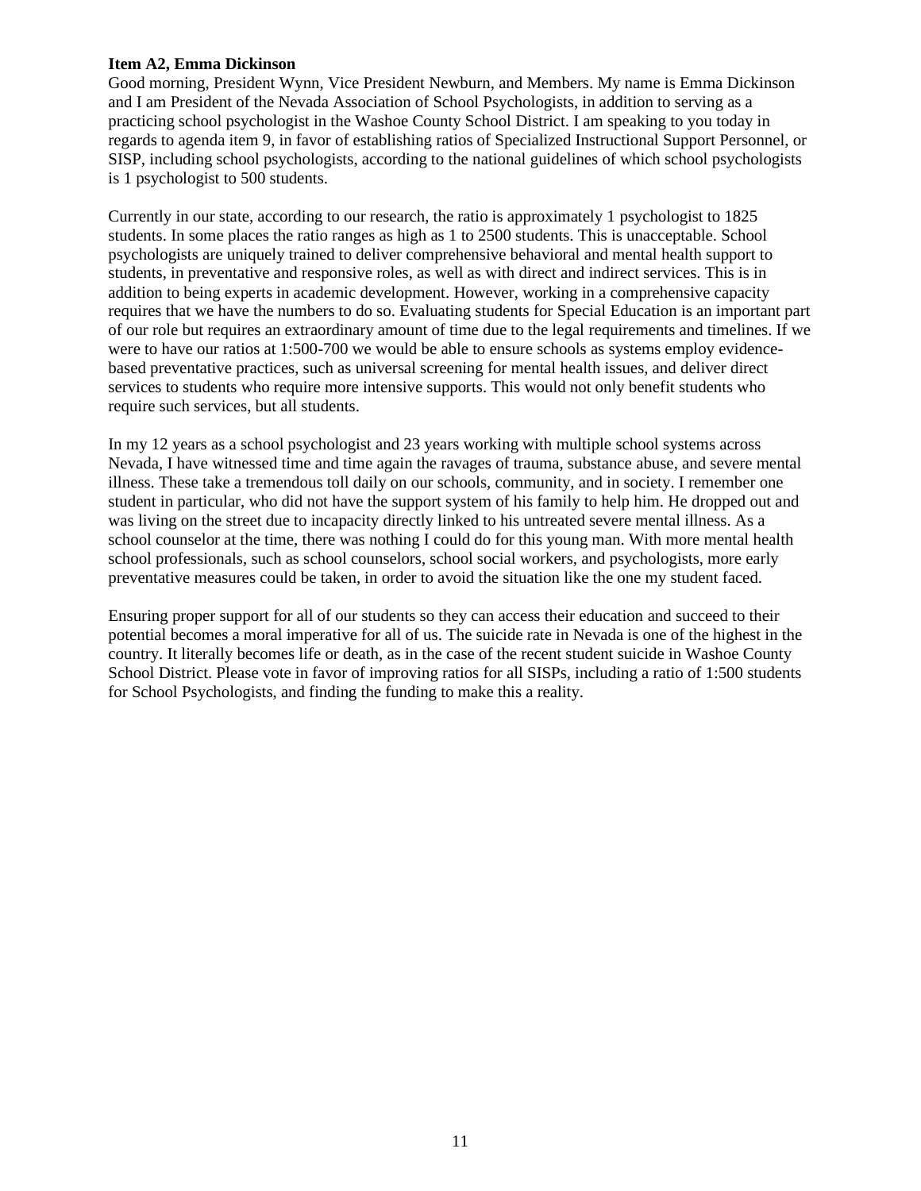**Item A2, Emma Dickinson**

Good morning, President Wynn, Vice President Newburn, and Members. My name is Emma Dickinson and I am President of the Nevada Association of School Psychologists, in addition to serving as a practicing school psychologist in the Washoe County School District. I am speaking to you today in regards to agenda item 9, in favor of establishing ratios of Specialized Instructional Support Personnel, or SISP, including school psychologists, according to the national guidelines of which school psychologists is 1 psychologist to 500 students.

Currently in our state, according to our research, the ratio is approximately 1 psychologist to 1825 students. In some places the ratio ranges as high as 1 to 2500 students. This is unacceptable. School psychologists are uniquely trained to deliver comprehensive behavioral and mental health support to students, in preventative and responsive roles, as well as with direct and indirect services. This is in addition to being experts in academic development. However, working in a comprehensive capacity requires that we have the numbers to do so. Evaluating students for Special Education is an important part of our role but requires an extraordinary amount of time due to the legal requirements and timelines. If we were to have our ratios at 1:500-700 we would be able to ensure schools as systems employ evidence-based preventative practices, such as universal screening for mental health issues, and deliver direct services to students who require more intensive supports. This would not only benefit students who require such services, but all students.

In my 12 years as a school psychologist and 23 years working with multiple school systems across Nevada, I have witnessed time and time again the ravages of trauma, substance abuse, and severe mental illness. These take a tremendous toll daily on our schools, community, and in society. I remember one student in particular, who did not have the support system of his family to help him. He dropped out and was living on the street due to incapacity directly linked to his untreated severe mental illness. As a school counselor at the time, there was nothing I could do for this young man. With more mental health school professionals, such as school counselors, school social workers, and psychologists, more early preventative measures could be taken, in order to avoid the situation like the one my student faced.

Ensuring proper support for all of our students so they can access their education and succeed to their potential becomes a moral imperative for all of us. The suicide rate in Nevada is one of the highest in the country. It literally becomes life or death, as in the case of the recent student suicide in Washoe County School District. Please vote in favor of improving ratios for all SISPs, including a ratio of 1:500 students for School Psychologists, and finding the funding to make this a reality.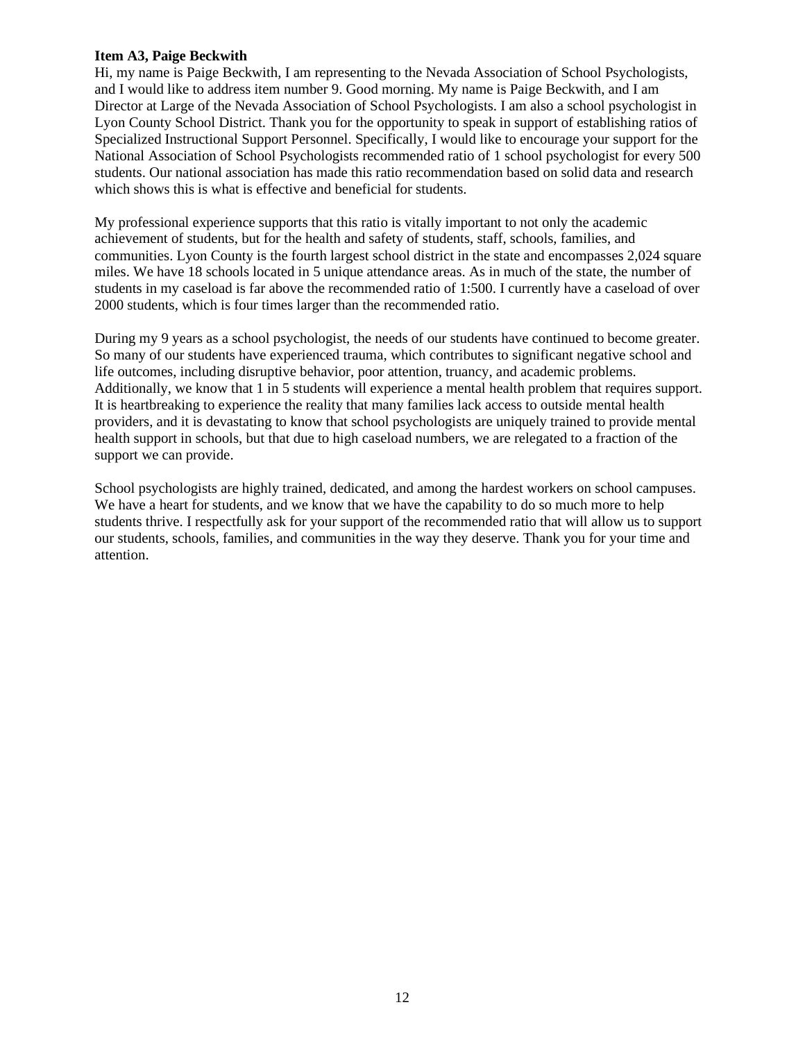**Item A3, Paige Beckwith**

Hi, my name is Paige Beckwith, I am representing to the Nevada Association of School Psychologists, and I would like to address item number 9. Good morning. My name is Paige Beckwith, and I am Director at Large of the Nevada Association of School Psychologists. I am also a school psychologist in Lyon County School District. Thank you for the opportunity to speak in support of establishing ratios of Specialized Instructional Support Personnel. Specifically, I would like to encourage your support for the National Association of School Psychologists recommended ratio of 1 school psychologist for every 500 students. Our national association has made this ratio recommendation based on solid data and research which shows this is what is effective and beneficial for students.

My professional experience supports that this ratio is vitally important to not only the academic achievement of students, but for the health and safety of students, staff, schools, families, and communities. Lyon County is the fourth largest school district in the state and encompasses 2,024 square miles. We have 18 schools located in 5 unique attendance areas. As in much of the state, the number of students in my caseload is far above the recommended ratio of 1:500. I currently have a caseload of over 2000 students, which is four times larger than the recommended ratio.

During my 9 years as a school psychologist, the needs of our students have continued to become greater. So many of our students have experienced trauma, which contributes to significant negative school and life outcomes, including disruptive behavior, poor attention, truancy, and academic problems. Additionally, we know that 1 in 5 students will experience a mental health problem that requires support. It is heartbreaking to experience the reality that many families lack access to outside mental health providers, and it is devastating to know that school psychologists are uniquely trained to provide mental health support in schools, but that due to high caseload numbers, we are relegated to a fraction of the support we can provide.

School psychologists are highly trained, dedicated, and among the hardest workers on school campuses. We have a heart for students, and we know that we have the capability to do so much more to help students thrive. I respectfully ask for your support of the recommended ratio that will allow us to support our students, schools, families, and communities in the way they deserve. Thank you for your time and attention.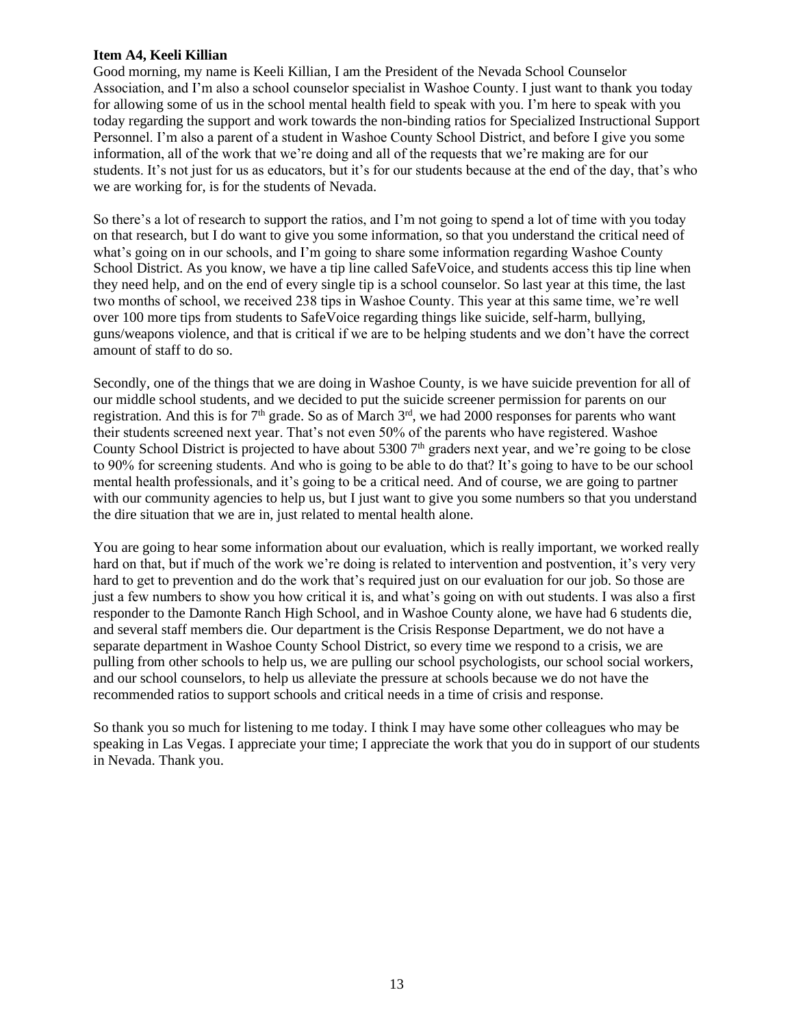**Item A4, Keeli Killian**

Good morning, my name is Keeli Killian, I am the President of the Nevada School Counselor Association, and I'm also a school counselor specialist in Washoe County. I just want to thank you today for allowing some of us in the school mental health field to speak with you. I'm here to speak with you today regarding the support and work towards the non-binding ratios for Specialized Instructional Support Personnel. I'm also a parent of a student in Washoe County School District, and before I give you some information, all of the work that we're doing and all of the requests that we're making are for our students. It's not just for us as educators, but it's for our students because at the end of the day, that's who we are working for, is for the students of Nevada.

So there's a lot of research to support the ratios, and I'm not going to spend a lot of time with you today on that research, but I do want to give you some information, so that you understand the critical need of what's going on in our schools, and I'm going to share some information regarding Washoe County School District. As you know, we have a tip line called SafeVoice, and students access this tip line when they need help, and on the end of every single tip is a school counselor. So last year at this time, the last two months of school, we received 238 tips in Washoe County. This year at this same time, we're well over 100 more tips from students to SafeVoice regarding things like suicide, self-harm, bullying, guns/weapons violence, and that is critical if we are to be helping students and we don't have the correct amount of staff to do so.

Secondly, one of the things that we are doing in Washoe County, is we have suicide prevention for all of our middle school students, and we decided to put the suicide screener permission for parents on our registration. And this is for 7th grade. So as of March 3rd, we had 2000 responses for parents who want their students screened next year. That's not even 50% of the parents who have registered. Washoe County School District is projected to have about 5300 7th graders next year, and we're going to be close to 90% for screening students. And who is going to be able to do that? It's going to have to be our school mental health professionals, and it's going to be a critical need. And of course, we are going to partner with our community agencies to help us, but I just want to give you some numbers so that you understand the dire situation that we are in, just related to mental health alone.

You are going to hear some information about our evaluation, which is really important, we worked really hard on that, but if much of the work we're doing is related to intervention and postvention, it's very very hard to get to prevention and do the work that's required just on our evaluation for our job. So those are just a few numbers to show you how critical it is, and what's going on with out students. I was also a first responder to the Damonte Ranch High School, and in Washoe County alone, we have had 6 students die, and several staff members die. Our department is the Crisis Response Department, we do not have a separate department in Washoe County School District, so every time we respond to a crisis, we are pulling from other schools to help us, we are pulling our school psychologists, our school social workers, and our school counselors, to help us alleviate the pressure at schools because we do not have the recommended ratios to support schools and critical needs in a time of crisis and response.

So thank you so much for listening to me today. I think I may have some other colleagues who may be speaking in Las Vegas. I appreciate your time; I appreciate the work that you do in support of our students in Nevada. Thank you.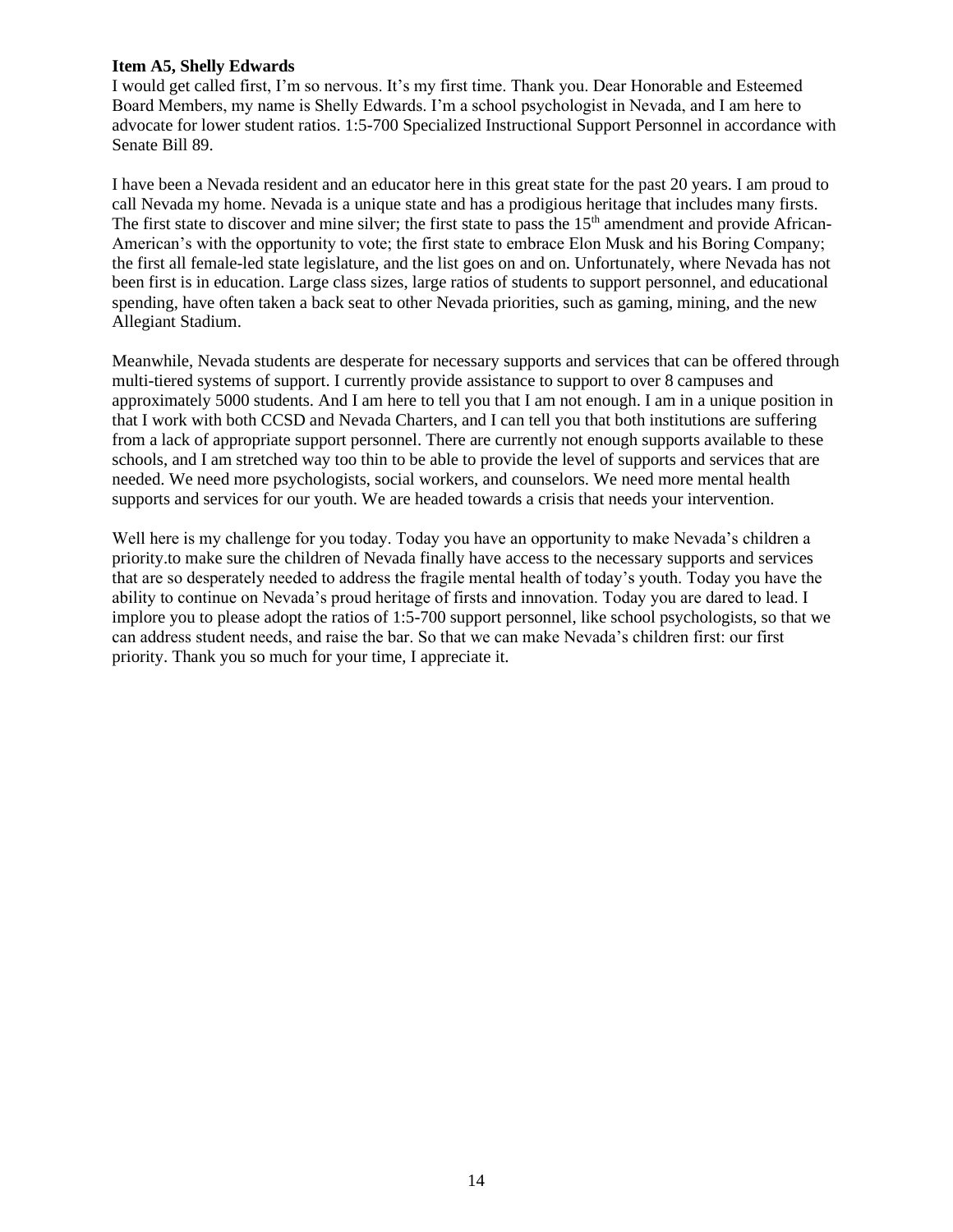**Item A5, Shelly Edwards**

I would get called first, I'm so nervous. It's my first time. Thank you. Dear Honorable and Esteemed Board Members, my name is Shelly Edwards. I'm a school psychologist in Nevada, and I am here to advocate for lower student ratios. 1:5-700 Specialized Instructional Support Personnel in accordance with Senate Bill 89.

I have been a Nevada resident and an educator here in this great state for the past 20 years. I am proud to call Nevada my home. Nevada is a unique state and has a prodigious heritage that includes many firsts. The first state to discover and mine silver; the first state to pass the 15th amendment and provide African-American's with the opportunity to vote; the first state to embrace Elon Musk and his Boring Company; the first all female-led state legislature, and the list goes on and on. Unfortunately, where Nevada has not been first is in education. Large class sizes, large ratios of students to support personnel, and educational spending, have often taken a back seat to other Nevada priorities, such as gaming, mining, and the new Allegiant Stadium.

Meanwhile, Nevada students are desperate for necessary supports and services that can be offered through multi-tiered systems of support. I currently provide assistance to support to over 8 campuses and approximately 5000 students. And I am here to tell you that I am not enough. I am in a unique position in that I work with both CCSD and Nevada Charters, and I can tell you that both institutions are suffering from a lack of appropriate support personnel. There are currently not enough supports available to these schools, and I am stretched way too thin to be able to provide the level of supports and services that are needed. We need more psychologists, social workers, and counselors. We need more mental health supports and services for our youth. We are headed towards a crisis that needs your intervention.

Well here is my challenge for you today. Today you have an opportunity to make Nevada's children a priority.to make sure the children of Nevada finally have access to the necessary supports and services that are so desperately needed to address the fragile mental health of today's youth. Today you have the ability to continue on Nevada's proud heritage of firsts and innovation. Today you are dared to lead. I implore you to please adopt the ratios of 1:5-700 support personnel, like school psychologists, so that we can address student needs, and raise the bar. So that we can make Nevada's children first: our first priority. Thank you so much for your time, I appreciate it.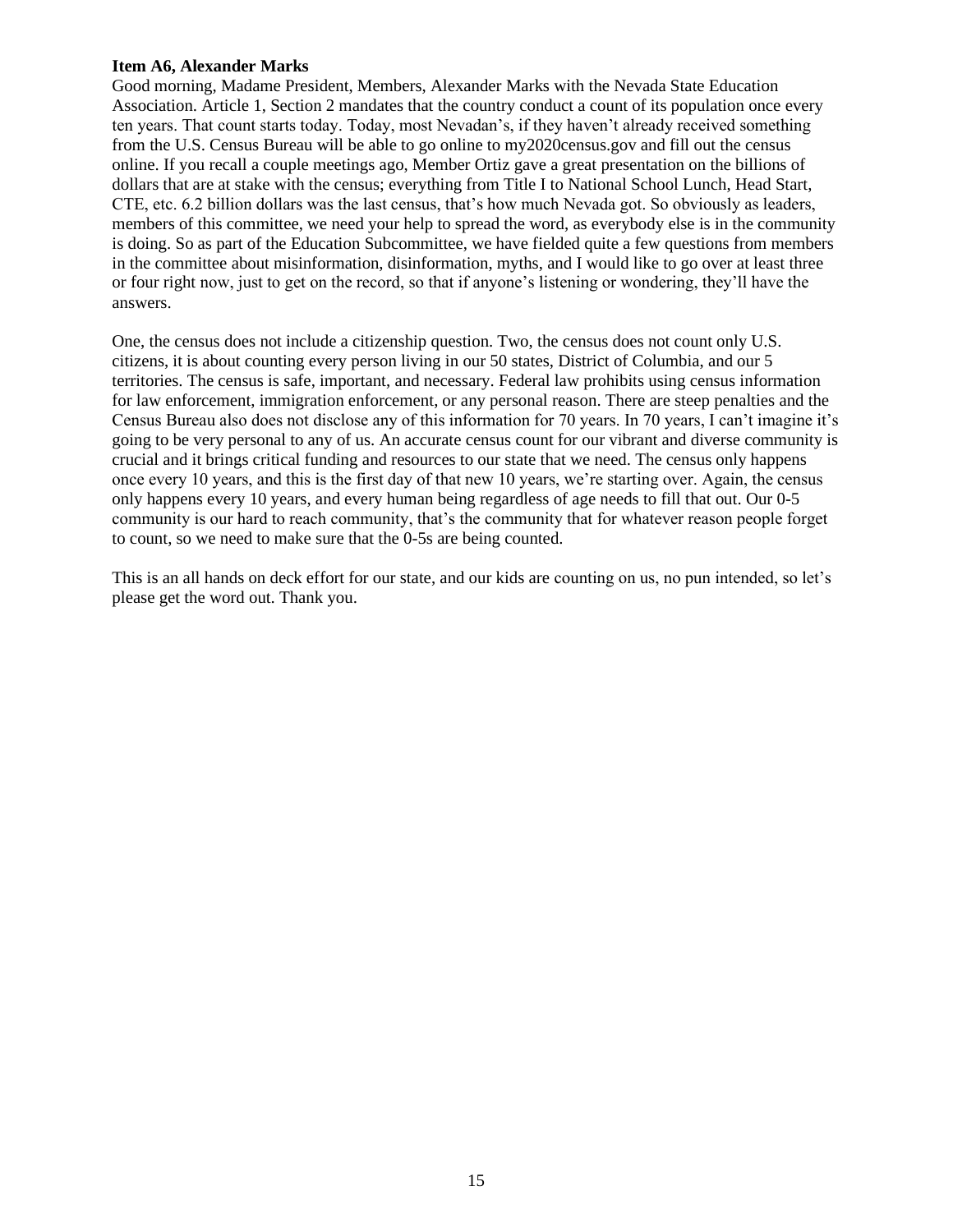**Item A6, Alexander Marks**

Good morning, Madame President, Members, Alexander Marks with the Nevada State Education Association. Article 1, Section 2 mandates that the country conduct a count of its population once every ten years. That count starts today. Today, most Nevadan's, if they haven't already received something from the U.S. Census Bureau will be able to go online to my2020census.gov and fill out the census online. If you recall a couple meetings ago, Member Ortiz gave a great presentation on the billions of dollars that are at stake with the census; everything from Title I to National School Lunch, Head Start, CTE, etc. 6.2 billion dollars was the last census, that's how much Nevada got. So obviously as leaders, members of this committee, we need your help to spread the word, as everybody else is in the community is doing. So as part of the Education Subcommittee, we have fielded quite a few questions from members in the committee about misinformation, disinformation, myths, and I would like to go over at least three or four right now, just to get on the record, so that if anyone's listening or wondering, they'll have the answers.

One, the census does not include a citizenship question. Two, the census does not count only U.S. citizens, it is about counting every person living in our 50 states, District of Columbia, and our 5 territories. The census is safe, important, and necessary. Federal law prohibits using census information for law enforcement, immigration enforcement, or any personal reason. There are steep penalties and the Census Bureau also does not disclose any of this information for 70 years. In 70 years, I can't imagine it's going to be very personal to any of us. An accurate census count for our vibrant and diverse community is crucial and it brings critical funding and resources to our state that we need. The census only happens once every 10 years, and this is the first day of that new 10 years, we're starting over. Again, the census only happens every 10 years, and every human being regardless of age needs to fill that out. Our 0-5 community is our hard to reach community, that's the community that for whatever reason people forget to count, so we need to make sure that the 0-5s are being counted.

This is an all hands on deck effort for our state, and our kids are counting on us, no pun intended, so let's please get the word out. Thank you.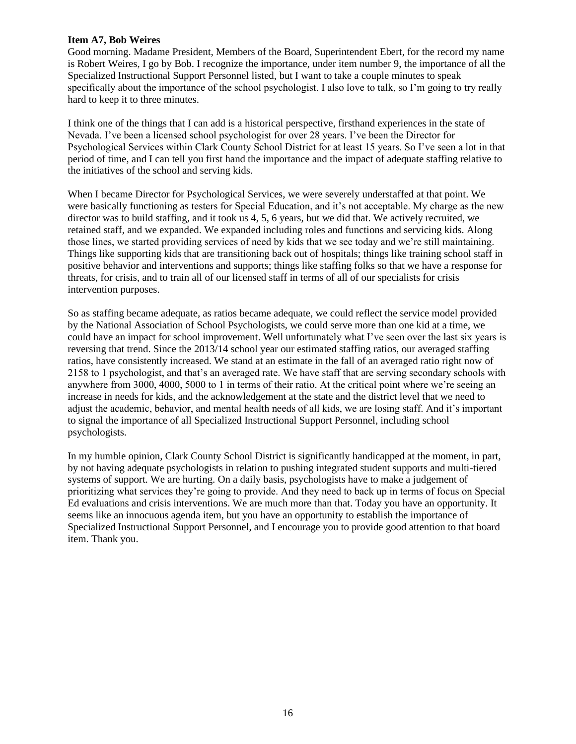**Item A7, Bob Weires**

Good morning. Madame President, Members of the Board, Superintendent Ebert, for the record my name is Robert Weires, I go by Bob. I recognize the importance, under item number 9, the importance of all the Specialized Instructional Support Personnel listed, but I want to take a couple minutes to speak specifically about the importance of the school psychologist. I also love to talk, so I'm going to try really hard to keep it to three minutes.

I think one of the things that I can add is a historical perspective, firsthand experiences in the state of Nevada. I've been a licensed school psychologist for over 28 years. I've been the Director for Psychological Services within Clark County School District for at least 15 years. So I've seen a lot in that period of time, and I can tell you first hand the importance and the impact of adequate staffing relative to the initiatives of the school and serving kids.

When I became Director for Psychological Services, we were severely understaffed at that point. We were basically functioning as testers for Special Education, and it's not acceptable. My charge as the new director was to build staffing, and it took us 4, 5, 6 years, but we did that. We actively recruited, we retained staff, and we expanded. We expanded including roles and functions and servicing kids. Along those lines, we started providing services of need by kids that we see today and we're still maintaining. Things like supporting kids that are transitioning back out of hospitals; things like training school staff in positive behavior and interventions and supports; things like staffing folks so that we have a response for threats, for crisis, and to train all of our licensed staff in terms of all of our specialists for crisis intervention purposes.

So as staffing became adequate, as ratios became adequate, we could reflect the service model provided by the National Association of School Psychologists, we could serve more than one kid at a time, we could have an impact for school improvement. Well unfortunately what I've seen over the last six years is reversing that trend. Since the 2013/14 school year our estimated staffing ratios, our averaged staffing ratios, have consistently increased. We stand at an estimate in the fall of an averaged ratio right now of 2158 to 1 psychologist, and that's an averaged rate. We have staff that are serving secondary schools with anywhere from 3000, 4000, 5000 to 1 in terms of their ratio. At the critical point where we're seeing an increase in needs for kids, and the acknowledgement at the state and the district level that we need to adjust the academic, behavior, and mental health needs of all kids, we are losing staff. And it's important to signal the importance of all Specialized Instructional Support Personnel, including school psychologists.

In my humble opinion, Clark County School District is significantly handicapped at the moment, in part, by not having adequate psychologists in relation to pushing integrated student supports and multi-tiered systems of support. We are hurting. On a daily basis, psychologists have to make a judgement of prioritizing what services they're going to provide. And they need to back up in terms of focus on Special Ed evaluations and crisis interventions. We are much more than that. Today you have an opportunity. It seems like an innocuous agenda item, but you have an opportunity to establish the importance of Specialized Instructional Support Personnel, and I encourage you to provide good attention to that board item. Thank you.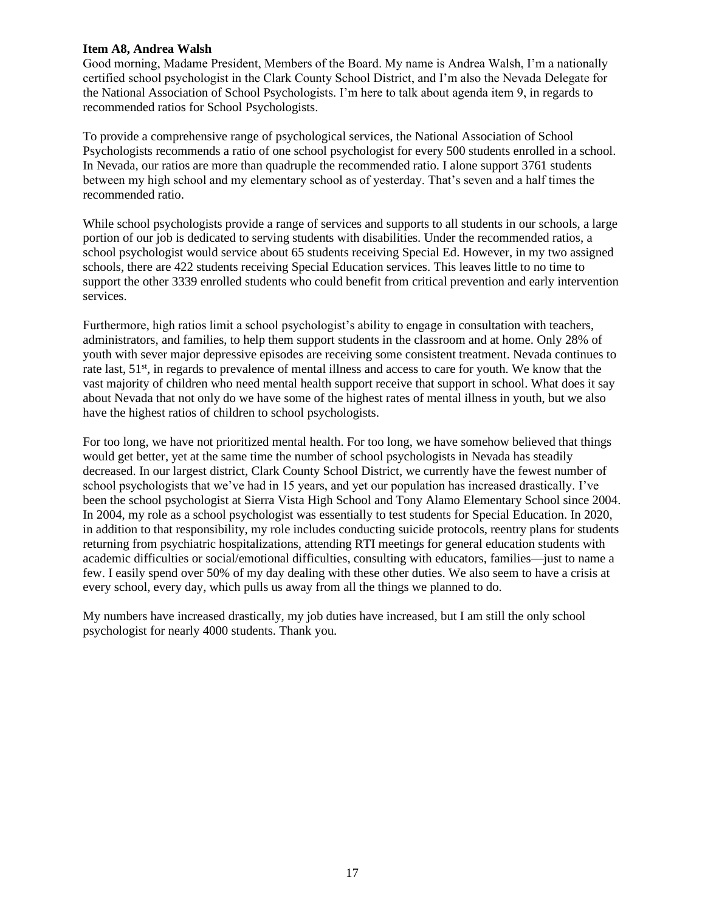**Item A8, Andrea Walsh**

Good morning, Madame President, Members of the Board. My name is Andrea Walsh, I'm a nationally certified school psychologist in the Clark County School District, and I'm also the Nevada Delegate for the National Association of School Psychologists. I'm here to talk about agenda item 9, in regards to recommended ratios for School Psychologists.

To provide a comprehensive range of psychological services, the National Association of School Psychologists recommends a ratio of one school psychologist for every 500 students enrolled in a school. In Nevada, our ratios are more than quadruple the recommended ratio. I alone support 3761 students between my high school and my elementary school as of yesterday. That's seven and a half times the recommended ratio.

While school psychologists provide a range of services and supports to all students in our schools, a large portion of our job is dedicated to serving students with disabilities. Under the recommended ratios, a school psychologist would service about 65 students receiving Special Ed. However, in my two assigned schools, there are 422 students receiving Special Education services. This leaves little to no time to support the other 3339 enrolled students who could benefit from critical prevention and early intervention services.

Furthermore, high ratios limit a school psychologist's ability to engage in consultation with teachers, administrators, and families, to help them support students in the classroom and at home. Only 28% of youth with sever major depressive episodes are receiving some consistent treatment. Nevada continues to rate last, 51st, in regards to prevalence of mental illness and access to care for youth. We know that the vast majority of children who need mental health support receive that support in school. What does it say about Nevada that not only do we have some of the highest rates of mental illness in youth, but we also have the highest ratios of children to school psychologists.

For too long, we have not prioritized mental health. For too long, we have somehow believed that things would get better, yet at the same time the number of school psychologists in Nevada has steadily decreased. In our largest district, Clark County School District, we currently have the fewest number of school psychologists that we've had in 15 years, and yet our population has increased drastically. I've been the school psychologist at Sierra Vista High School and Tony Alamo Elementary School since 2004. In 2004, my role as a school psychologist was essentially to test students for Special Education. In 2020, in addition to that responsibility, my role includes conducting suicide protocols, reentry plans for students returning from psychiatric hospitalizations, attending RTI meetings for general education students with academic difficulties or social/emotional difficulties, consulting with educators, families—just to name a few. I easily spend over 50% of my day dealing with these other duties. We also seem to have a crisis at every school, every day, which pulls us away from all the things we planned to do.

My numbers have increased drastically, my job duties have increased, but I am still the only school psychologist for nearly 4000 students. Thank you.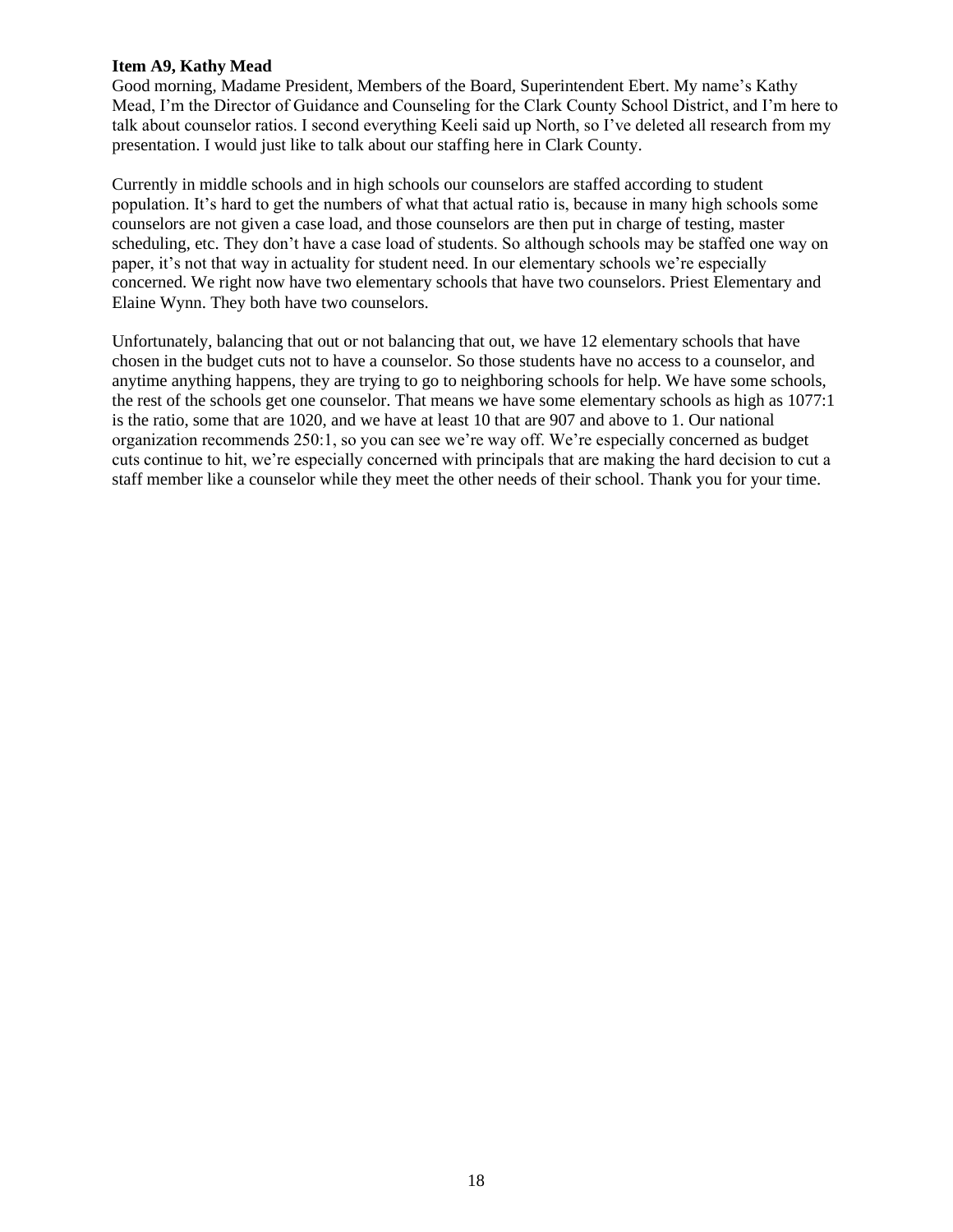**Item A9, Kathy Mead**

Good morning, Madame President, Members of the Board, Superintendent Ebert. My name's Kathy Mead, I'm the Director of Guidance and Counseling for the Clark County School District, and I'm here to talk about counselor ratios. I second everything Keeli said up North, so I've deleted all research from my presentation. I would just like to talk about our staffing here in Clark County.

Currently in middle schools and in high schools our counselors are staffed according to student population. It's hard to get the numbers of what that actual ratio is, because in many high schools some counselors are not given a case load, and those counselors are then put in charge of testing, master scheduling, etc. They don't have a case load of students. So although schools may be staffed one way on paper, it's not that way in actuality for student need. In our elementary schools we're especially concerned. We right now have two elementary schools that have two counselors. Priest Elementary and Elaine Wynn. They both have two counselors.

Unfortunately, balancing that out or not balancing that out, we have 12 elementary schools that have chosen in the budget cuts not to have a counselor. So those students have no access to a counselor, and anytime anything happens, they are trying to go to neighboring schools for help. We have some schools, the rest of the schools get one counselor. That means we have some elementary schools as high as 1077:1 is the ratio, some that are 1020, and we have at least 10 that are 907 and above to 1. Our national organization recommends 250:1, so you can see we're way off. We're especially concerned as budget cuts continue to hit, we're especially concerned with principals that are making the hard decision to cut a staff member like a counselor while they meet the other needs of their school. Thank you for your time.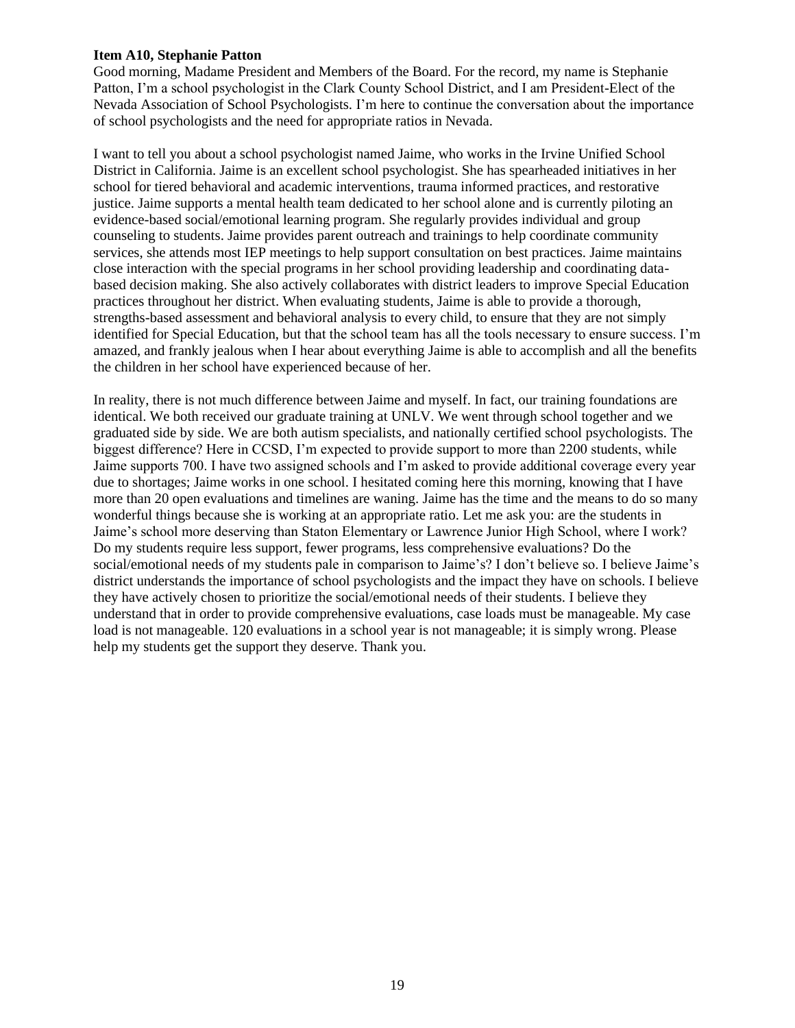**Item A10, Stephanie Patton**

Good morning, Madame President and Members of the Board. For the record, my name is Stephanie Patton, I'm a school psychologist in the Clark County School District, and I am President-Elect of the Nevada Association of School Psychologists. I'm here to continue the conversation about the importance of school psychologists and the need for appropriate ratios in Nevada.

I want to tell you about a school psychologist named Jaime, who works in the Irvine Unified School District in California. Jaime is an excellent school psychologist. She has spearheaded initiatives in her school for tiered behavioral and academic interventions, trauma informed practices, and restorative justice. Jaime supports a mental health team dedicated to her school alone and is currently piloting an evidence-based social/emotional learning program. She regularly provides individual and group counseling to students. Jaime provides parent outreach and trainings to help coordinate community services, she attends most IEP meetings to help support consultation on best practices. Jaime maintains close interaction with the special programs in her school providing leadership and coordinating data-based decision making. She also actively collaborates with district leaders to improve Special Education practices throughout her district. When evaluating students, Jaime is able to provide a thorough, strengths-based assessment and behavioral analysis to every child, to ensure that they are not simply identified for Special Education, but that the school team has all the tools necessary to ensure success. I'm amazed, and frankly jealous when I hear about everything Jaime is able to accomplish and all the benefits the children in her school have experienced because of her.

In reality, there is not much difference between Jaime and myself. In fact, our training foundations are identical. We both received our graduate training at UNLV. We went through school together and we graduated side by side. We are both autism specialists, and nationally certified school psychologists. The biggest difference? Here in CCSD, I'm expected to provide support to more than 2200 students, while Jaime supports 700. I have two assigned schools and I'm asked to provide additional coverage every year due to shortages; Jaime works in one school. I hesitated coming here this morning, knowing that I have more than 20 open evaluations and timelines are waning. Jaime has the time and the means to do so many wonderful things because she is working at an appropriate ratio. Let me ask you: are the students in Jaime's school more deserving than Staton Elementary or Lawrence Junior High School, where I work? Do my students require less support, fewer programs, less comprehensive evaluations? Do the social/emotional needs of my students pale in comparison to Jaime's? I don't believe so. I believe Jaime's district understands the importance of school psychologists and the impact they have on schools. I believe they have actively chosen to prioritize the social/emotional needs of their students. I believe they understand that in order to provide comprehensive evaluations, case loads must be manageable. My case load is not manageable. 120 evaluations in a school year is not manageable; it is simply wrong. Please help my students get the support they deserve. Thank you.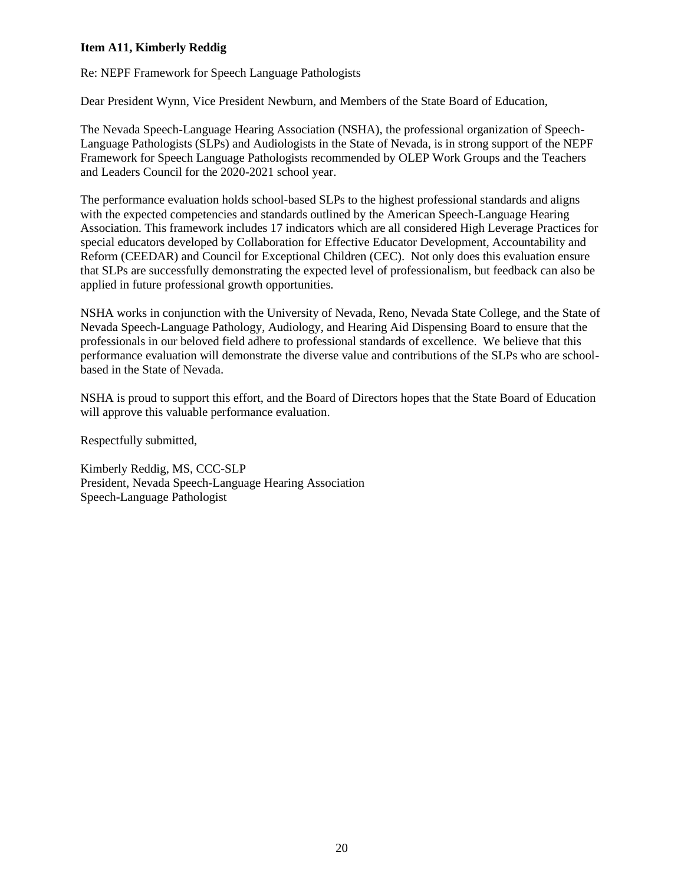**Item A11, Kimberly Reddig**

Re: NEPF Framework for Speech Language Pathologists

Dear President Wynn, Vice President Newburn, and Members of the State Board of Education,

The Nevada Speech-Language Hearing Association (NSHA), the professional organization of Speech-Language Pathologists (SLPs) and Audiologists in the State of Nevada, is in strong support of the NEPF Framework for Speech Language Pathologists recommended by OLEP Work Groups and the Teachers and Leaders Council for the 2020-2021 school year.

The performance evaluation holds school-based SLPs to the highest professional standards and aligns with the expected competencies and standards outlined by the American Speech-Language Hearing Association. This framework includes 17 indicators which are all considered High Leverage Practices for special educators developed by Collaboration for Effective Educator Development, Accountability and Reform (CEEDAR) and Council for Exceptional Children (CEC). Not only does this evaluation ensure that SLPs are successfully demonstrating the expected level of professionalism, but feedback can also be applied in future professional growth opportunities.

NSHA works in conjunction with the University of Nevada, Reno, Nevada State College, and the State of Nevada Speech-Language Pathology, Audiology, and Hearing Aid Dispensing Board to ensure that the professionals in our beloved field adhere to professional standards of excellence. We believe that this performance evaluation will demonstrate the diverse value and contributions of the SLPs who are school-based in the State of Nevada.

NSHA is proud to support this effort, and the Board of Directors hopes that the State Board of Education will approve this valuable performance evaluation.

Respectfully submitted,

Kimberly Reddig, MS, CCC-SLP
President, Nevada Speech-Language Hearing Association
Speech-Language Pathologist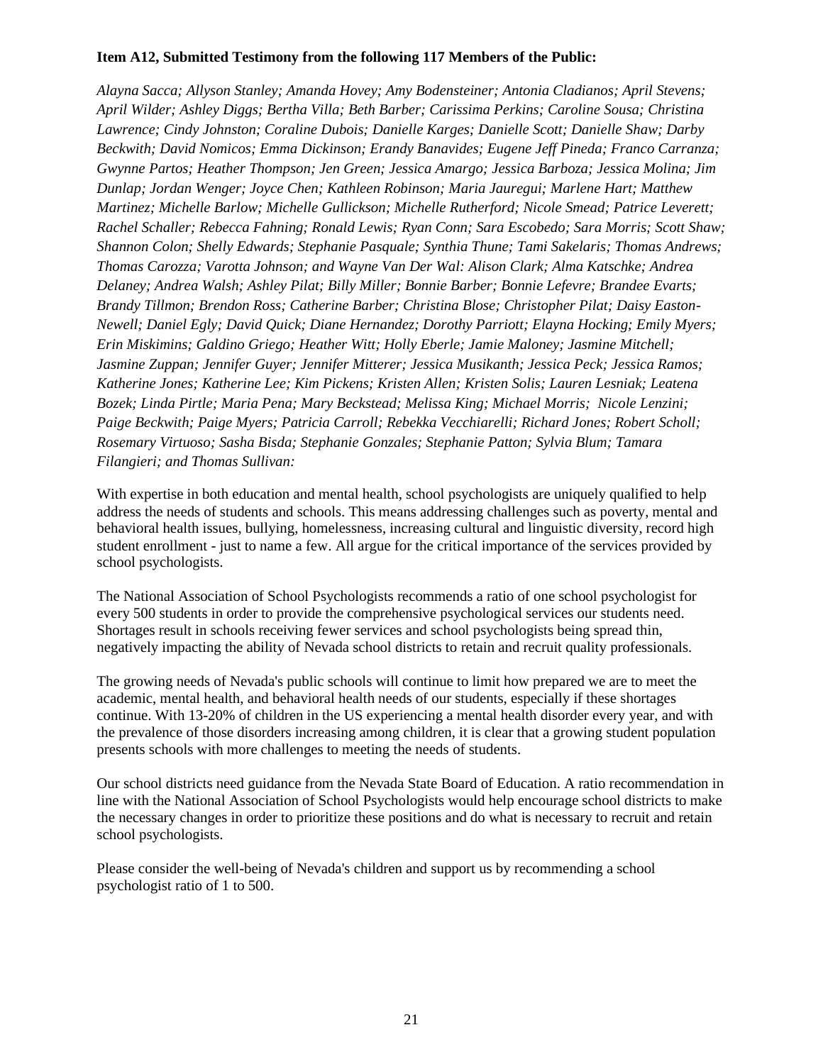**Item A12, Submitted Testimony from the following 117 Members of the Public:**

*Alayna Sacca; Allyson Stanley; Amanda Hovey; Amy Bodensteiner; Antonia Cladianos; April Stevens; April Wilder; Ashley Diggs; Bertha Villa; Beth Barber; Carissima Perkins; Caroline Sousa; Christina Lawrence; Cindy Johnston; Coraline Dubois; Danielle Karges; Danielle Scott; Danielle Shaw; Darby Beckwith; David Nomicos; Emma Dickinson; Erandy Banavides; Eugene Jeff Pineda; Franco Carranza; Gwynne Partos; Heather Thompson; Jen Green; Jessica Amargo; Jessica Barboza; Jessica Molina; Jim Dunlap; Jordan Wenger; Joyce Chen; Kathleen Robinson; Maria Jauregui; Marlene Hart; Matthew Martinez; Michelle Barlow; Michelle Gullickson; Michelle Rutherford; Nicole Smead; Patrice Leverett; Rachel Schaller; Rebecca Fahning; Ronald Lewis; Ryan Conn; Sara Escobedo; Sara Morris; Scott Shaw; Shannon Colon; Shelly Edwards; Stephanie Pasquale; Synthia Thune; Tami Sakelaris; Thomas Andrews; Thomas Carozza; Varotta Johnson; and Wayne Van Der Wal: Alison Clark; Alma Katschke; Andrea Delaney; Andrea Walsh; Ashley Pilat; Billy Miller; Bonnie Barber; Bonnie Lefevre; Brandee Evarts; Brandy Tillmon; Brendon Ross; Catherine Barber; Christina Blose; Christopher Pilat; Daisy Easton-Newell; Daniel Egly; David Quick; Diane Hernandez; Dorothy Parriott; Elayna Hocking; Emily Myers; Erin Miskimins; Galdino Griego; Heather Witt; Holly Eberle; Jamie Maloney; Jasmine Mitchell; Jasmine Zuppan; Jennifer Guyer; Jennifer Mitterer; Jessica Musikanth; Jessica Peck; Jessica Ramos; Katherine Jones; Katherine Lee; Kim Pickens; Kristen Allen; Kristen Solis; Lauren Lesniak; Leatena Bozek; Linda Pirtle; Maria Pena; Mary Beckstead; Melissa King; Michael Morris; Nicole Lenzini; Paige Beckwith; Paige Myers; Patricia Carroll; Rebekka Vecchiarelli; Richard Jones; Robert Scholl; Rosemary Virtuoso; Sasha Bisda; Stephanie Gonzales; Stephanie Patton; Sylvia Blum; Tamara Filangieri; and Thomas Sullivan:*

With expertise in both education and mental health, school psychologists are uniquely qualified to help address the needs of students and schools. This means addressing challenges such as poverty, mental and behavioral health issues, bullying, homelessness, increasing cultural and linguistic diversity, record high student enrollment - just to name a few. All argue for the critical importance of the services provided by school psychologists.

The National Association of School Psychologists recommends a ratio of one school psychologist for every 500 students in order to provide the comprehensive psychological services our students need. Shortages result in schools receiving fewer services and school psychologists being spread thin, negatively impacting the ability of Nevada school districts to retain and recruit quality professionals.

The growing needs of Nevada's public schools will continue to limit how prepared we are to meet the academic, mental health, and behavioral health needs of our students, especially if these shortages continue. With 13-20% of children in the US experiencing a mental health disorder every year, and with the prevalence of those disorders increasing among children, it is clear that a growing student population presents schools with more challenges to meeting the needs of students.

Our school districts need guidance from the Nevada State Board of Education. A ratio recommendation in line with the National Association of School Psychologists would help encourage school districts to make the necessary changes in order to prioritize these positions and do what is necessary to recruit and retain school psychologists.

Please consider the well-being of Nevada's children and support us by recommending a school psychologist ratio of 1 to 500.